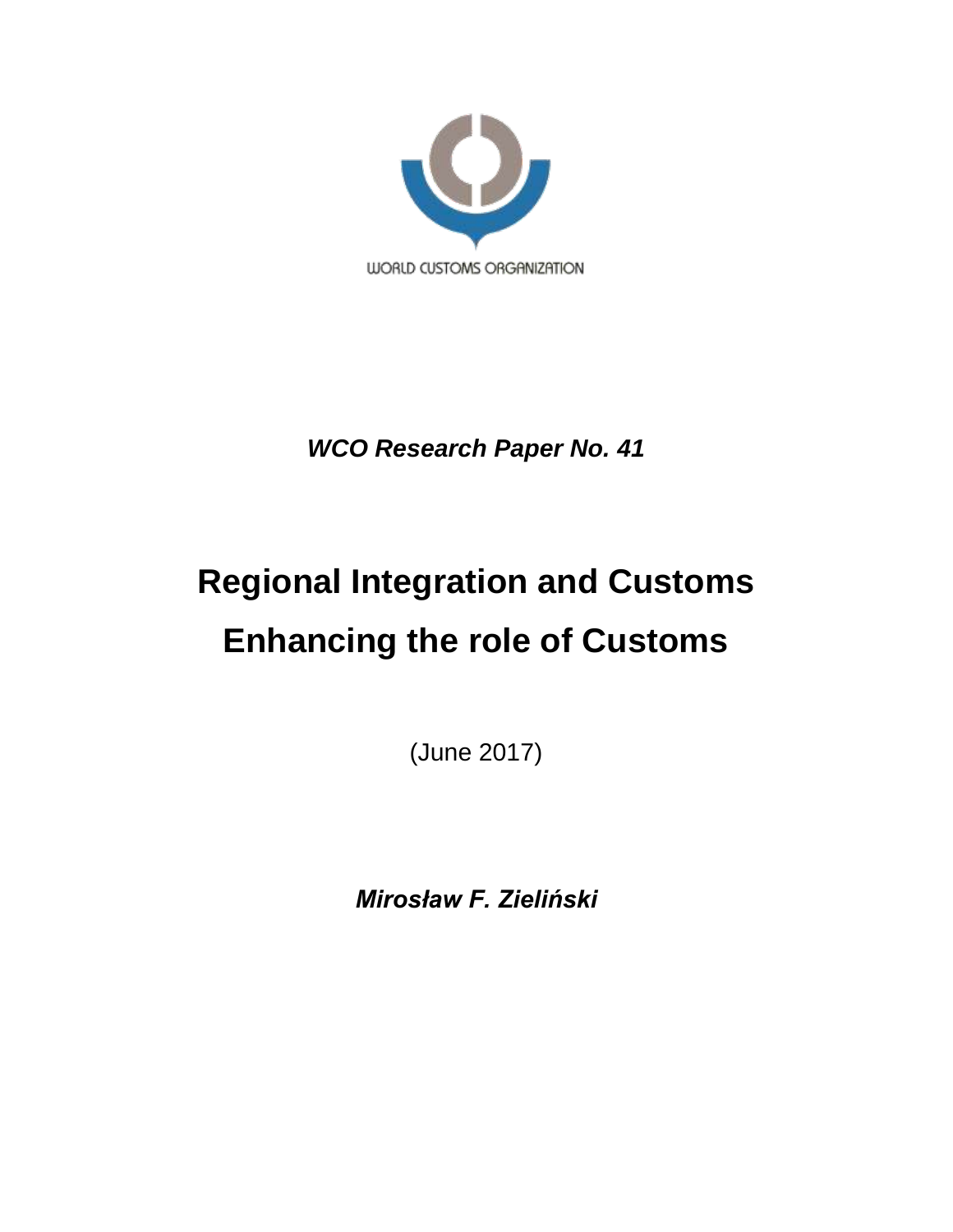WORLD CUSTOMS ORGANIZATION

***WCO Research Paper No. 41***

# Regional Integration and Customs
# Enhancing the role of Customs

(June 2017)

***Mirosław F. Zieliński***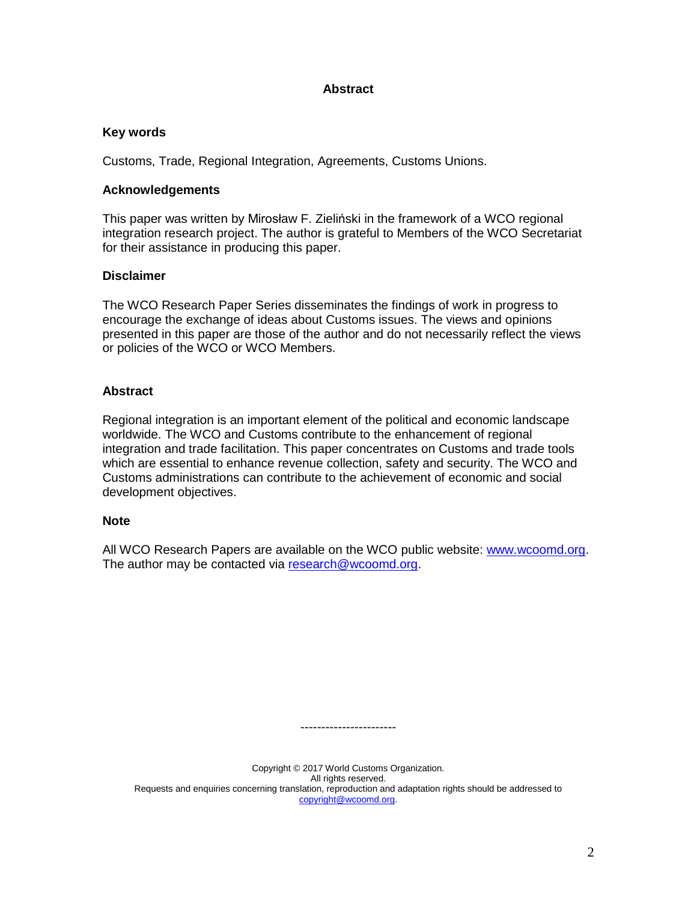# Abstract

### Key words

Customs, Trade, Regional Integration, Agreements, Customs Unions.

### Acknowledgements

This paper was written by Mirosław F. Zieliński in the framework of a WCO regional integration research project. The author is grateful to Members of the WCO Secretariat for their assistance in producing this paper.

### Disclaimer

The WCO Research Paper Series disseminates the findings of work in progress to encourage the exchange of ideas about Customs issues. The views and opinions presented in this paper are those of the author and do not necessarily reflect the views or policies of the WCO or WCO Members.

### Abstract

Regional integration is an important element of the political and economic landscape worldwide. The WCO and Customs contribute to the enhancement of regional integration and trade facilitation. This paper concentrates on Customs and trade tools which are essential to enhance revenue collection, safety and security. The WCO and Customs administrations can contribute to the achievement of economic and social development objectives.

### Note

All WCO Research Papers are available on the WCO public website: [www.wcoomd.org](http://www.wcoomd.org). The author may be contacted via [research@wcoomd.org](mailto:research@wcoomd.org).

----------------------

Copyright © 2017 World Customs Organization.
All rights reserved.
Requests and enquiries concerning translation, reproduction and adaptation rights should be addressed to [copyright@wcoomd.org](mailto:copyright@wcoomd.org).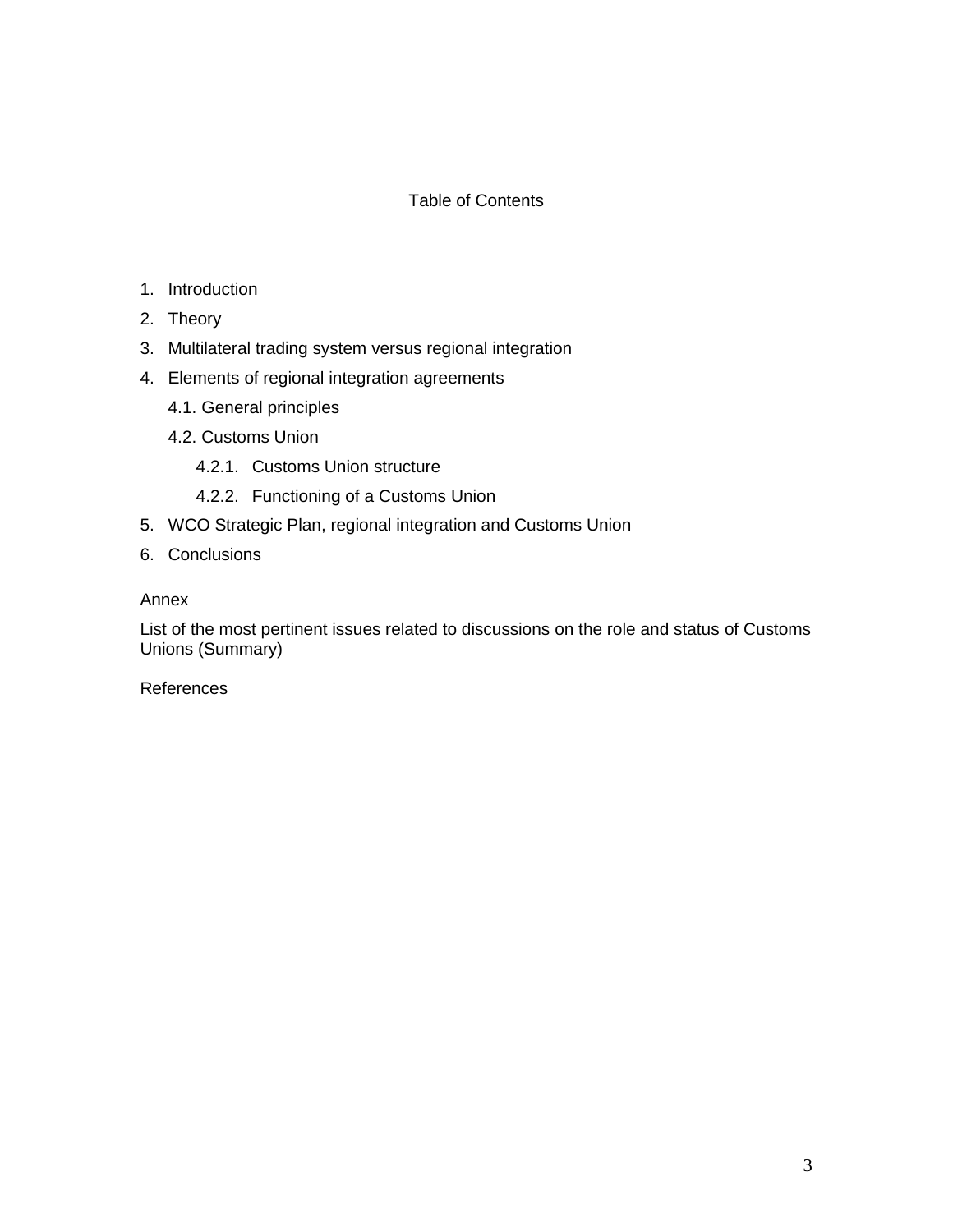# Table of Contents

1. Introduction
2. Theory
3. Multilateral trading system versus regional integration
4. Elements of regional integration agreements
   - 4.1. General principles
   - 4.2. Customs Union
     - 4.2.1. Customs Union structure
     - 4.2.2. Functioning of a Customs Union
5. WCO Strategic Plan, regional integration and Customs Union
6. Conclusions

Annex

List of the most pertinent issues related to discussions on the role and status of Customs Unions (Summary)

References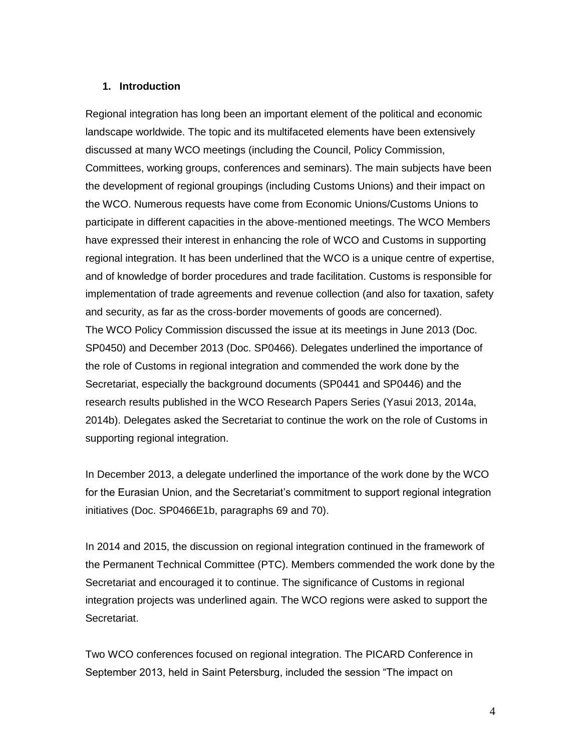## 1. Introduction

Regional integration has long been an important element of the political and economic landscape worldwide. The topic and its multifaceted elements have been extensively discussed at many WCO meetings (including the Council, Policy Commission, Committees, working groups, conferences and seminars). The main subjects have been the development of regional groupings (including Customs Unions) and their impact on the WCO. Numerous requests have come from Economic Unions/Customs Unions to participate in different capacities in the above-mentioned meetings. The WCO Members have expressed their interest in enhancing the role of WCO and Customs in supporting regional integration. It has been underlined that the WCO is a unique centre of expertise, and of knowledge of border procedures and trade facilitation. Customs is responsible for implementation of trade agreements and revenue collection (and also for taxation, safety and security, as far as the cross-border movements of goods are concerned).
The WCO Policy Commission discussed the issue at its meetings in June 2013 (Doc. SP0450) and December 2013 (Doc. SP0466). Delegates underlined the importance of the role of Customs in regional integration and commended the work done by the Secretariat, especially the background documents (SP0441 and SP0446) and the research results published in the WCO Research Papers Series (Yasui 2013, 2014a, 2014b). Delegates asked the Secretariat to continue the work on the role of Customs in supporting regional integration.

In December 2013, a delegate underlined the importance of the work done by the WCO for the Eurasian Union, and the Secretariat's commitment to support regional integration initiatives (Doc. SP0466E1b, paragraphs 69 and 70).

In 2014 and 2015, the discussion on regional integration continued in the framework of the Permanent Technical Committee (PTC). Members commended the work done by the Secretariat and encouraged it to continue. The significance of Customs in regional integration projects was underlined again. The WCO regions were asked to support the Secretariat.

Two WCO conferences focused on regional integration. The PICARD Conference in September 2013, held in Saint Petersburg, included the session "The impact on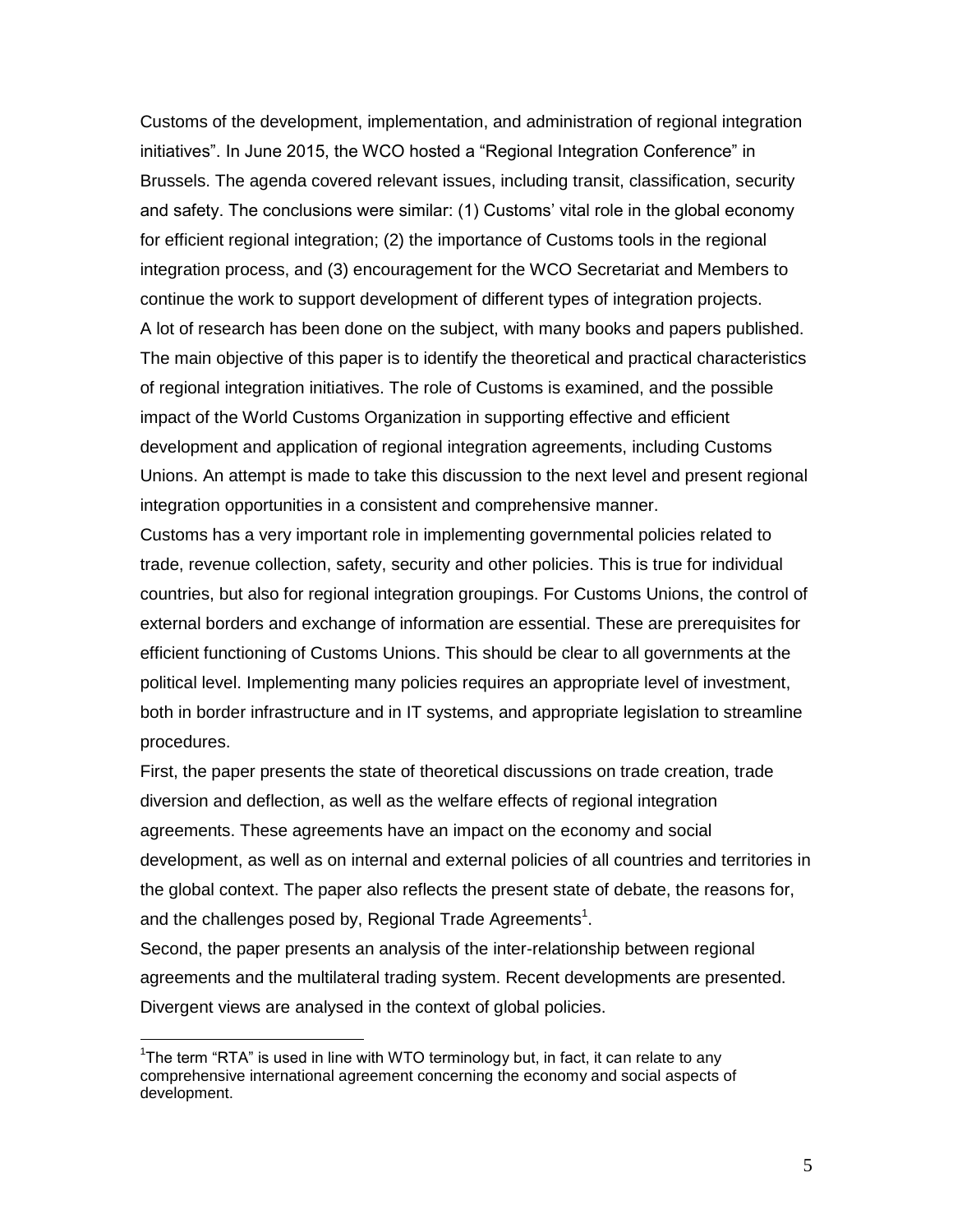Customs of the development, implementation, and administration of regional integration initiatives". In June 2015, the WCO hosted a "Regional Integration Conference" in Brussels. The agenda covered relevant issues, including transit, classification, security and safety. The conclusions were similar: (1) Customs' vital role in the global economy for efficient regional integration; (2) the importance of Customs tools in the regional integration process, and (3) encouragement for the WCO Secretariat and Members to continue the work to support development of different types of integration projects.

A lot of research has been done on the subject, with many books and papers published. The main objective of this paper is to identify the theoretical and practical characteristics of regional integration initiatives. The role of Customs is examined, and the possible impact of the World Customs Organization in supporting effective and efficient development and application of regional integration agreements, including Customs Unions. An attempt is made to take this discussion to the next level and present regional integration opportunities in a consistent and comprehensive manner.

Customs has a very important role in implementing governmental policies related to trade, revenue collection, safety, security and other policies. This is true for individual countries, but also for regional integration groupings. For Customs Unions, the control of external borders and exchange of information are essential. These are prerequisites for efficient functioning of Customs Unions. This should be clear to all governments at the political level. Implementing many policies requires an appropriate level of investment, both in border infrastructure and in IT systems, and appropriate legislation to streamline procedures.

First, the paper presents the state of theoretical discussions on trade creation, trade diversion and deflection, as well as the welfare effects of regional integration agreements. These agreements have an impact on the economy and social development, as well as on internal and external policies of all countries and territories in the global context. The paper also reflects the present state of debate, the reasons for, and the challenges posed by, Regional Trade Agreements[1].

Second, the paper presents an analysis of the inter-relationship between regional agreements and the multilateral trading system. Recent developments are presented. Divergent views are analysed in the context of global policies.

[1]The term "RTA" is used in line with WTO terminology but, in fact, it can relate to any comprehensive international agreement concerning the economy and social aspects of development.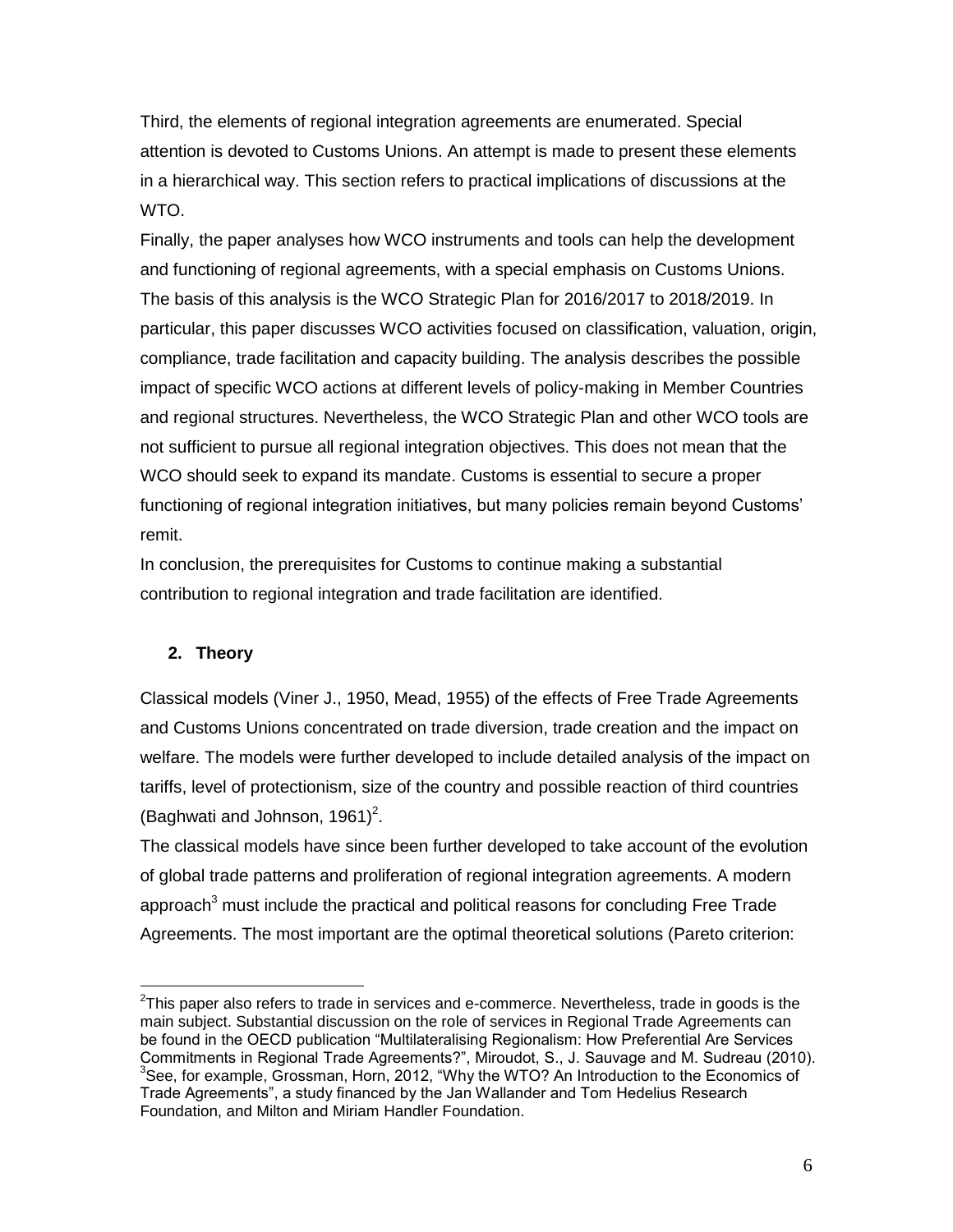Third, the elements of regional integration agreements are enumerated. Special attention is devoted to Customs Unions. An attempt is made to present these elements in a hierarchical way. This section refers to practical implications of discussions at the WTO.

Finally, the paper analyses how WCO instruments and tools can help the development and functioning of regional agreements, with a special emphasis on Customs Unions. The basis of this analysis is the WCO Strategic Plan for 2016/2017 to 2018/2019. In particular, this paper discusses WCO activities focused on classification, valuation, origin, compliance, trade facilitation and capacity building. The analysis describes the possible impact of specific WCO actions at different levels of policy-making in Member Countries and regional structures. Nevertheless, the WCO Strategic Plan and other WCO tools are not sufficient to pursue all regional integration objectives. This does not mean that the WCO should seek to expand its mandate. Customs is essential to secure a proper functioning of regional integration initiatives, but many policies remain beyond Customs' remit.

In conclusion, the prerequisites for Customs to continue making a substantial contribution to regional integration and trade facilitation are identified.

## 2. Theory

Classical models (Viner J., 1950, Mead, 1955) of the effects of Free Trade Agreements and Customs Unions concentrated on trade diversion, trade creation and the impact on welfare. The models were further developed to include detailed analysis of the impact on tariffs, level of protectionism, size of the country and possible reaction of third countries (Baghwati and Johnson, 1961)[2].

The classical models have since been further developed to take account of the evolution of global trade patterns and proliferation of regional integration agreements. A modern approach[3] must include the practical and political reasons for concluding Free Trade Agreements. The most important are the optimal theoretical solutions (Pareto criterion:

---

[2]This paper also refers to trade in services and e-commerce. Nevertheless, trade in goods is the main subject. Substantial discussion on the role of services in Regional Trade Agreements can be found in the OECD publication "Multilateralising Regionalism: How Preferential Are Services Commitments in Regional Trade Agreements?", Miroudot, S., J. Sauvage and M. Sudreau (2010).

[3]See, for example, Grossman, Horn, 2012, "Why the WTO? An Introduction to the Economics of Trade Agreements", a study financed by the Jan Wallander and Tom Hedelius Research Foundation, and Milton and Miriam Handler Foundation.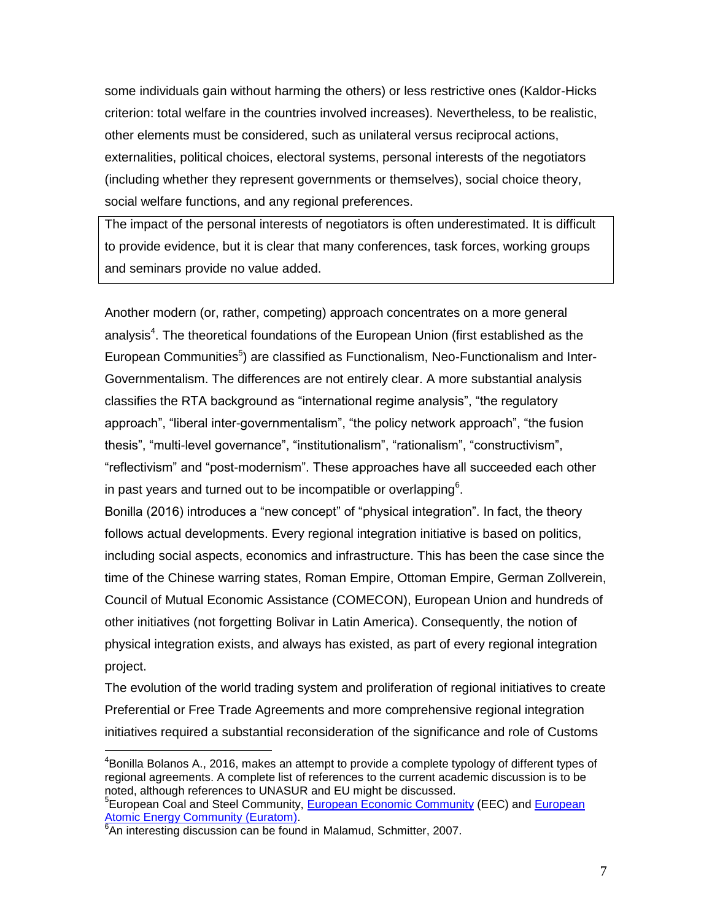some individuals gain without harming the others) or less restrictive ones (Kaldor-Hicks criterion: total welfare in the countries involved increases). Nevertheless, to be realistic, other elements must be considered, such as unilateral versus reciprocal actions, externalities, political choices, electoral systems, personal interests of the negotiators (including whether they represent governments or themselves), social choice theory, social welfare functions, and any regional preferences.

> The impact of the personal interests of negotiators is often underestimated. It is difficult to provide evidence, but it is clear that many conferences, task forces, working groups and seminars provide no value added.

Another modern (or, rather, competing) approach concentrates on a more general analysis[4]. The theoretical foundations of the European Union (first established as the European Communities[5]) are classified as Functionalism, Neo-Functionalism and Inter-Governmentalism. The differences are not entirely clear. A more substantial analysis classifies the RTA background as “international regime analysis”, “the regulatory approach”, “liberal inter-governmentalism”, “the policy network approach”, “the fusion thesis”, “multi-level governance”, “institutionalism”, “rationalism”, “constructivism”, “reflectivism” and “post-modernism”. These approaches have all succeeded each other in past years and turned out to be incompatible or overlapping[6].

Bonilla (2016) introduces a “new concept” of “physical integration”. In fact, the theory follows actual developments. Every regional integration initiative is based on politics, including social aspects, economics and infrastructure. This has been the case since the time of the Chinese warring states, Roman Empire, Ottoman Empire, German Zollverein, Council of Mutual Economic Assistance (COMECON), European Union and hundreds of other initiatives (not forgetting Bolivar in Latin America). Consequently, the notion of physical integration exists, and always has existed, as part of every regional integration project.

The evolution of the world trading system and proliferation of regional initiatives to create Preferential or Free Trade Agreements and more comprehensive regional integration initiatives required a substantial reconsideration of the significance and role of Customs

---

[4]Bonilla Bolanos A., 2016, makes an attempt to provide a complete typology of different types of regional agreements. A complete list of references to the current academic discussion is to be noted, although references to UNASUR and EU might be discussed.

[5]European Coal and Steel Community, European Economic Community (EEC) and European Atomic Energy Community (Euratom).

[6]An interesting discussion can be found in Malamud, Schmitter, 2007.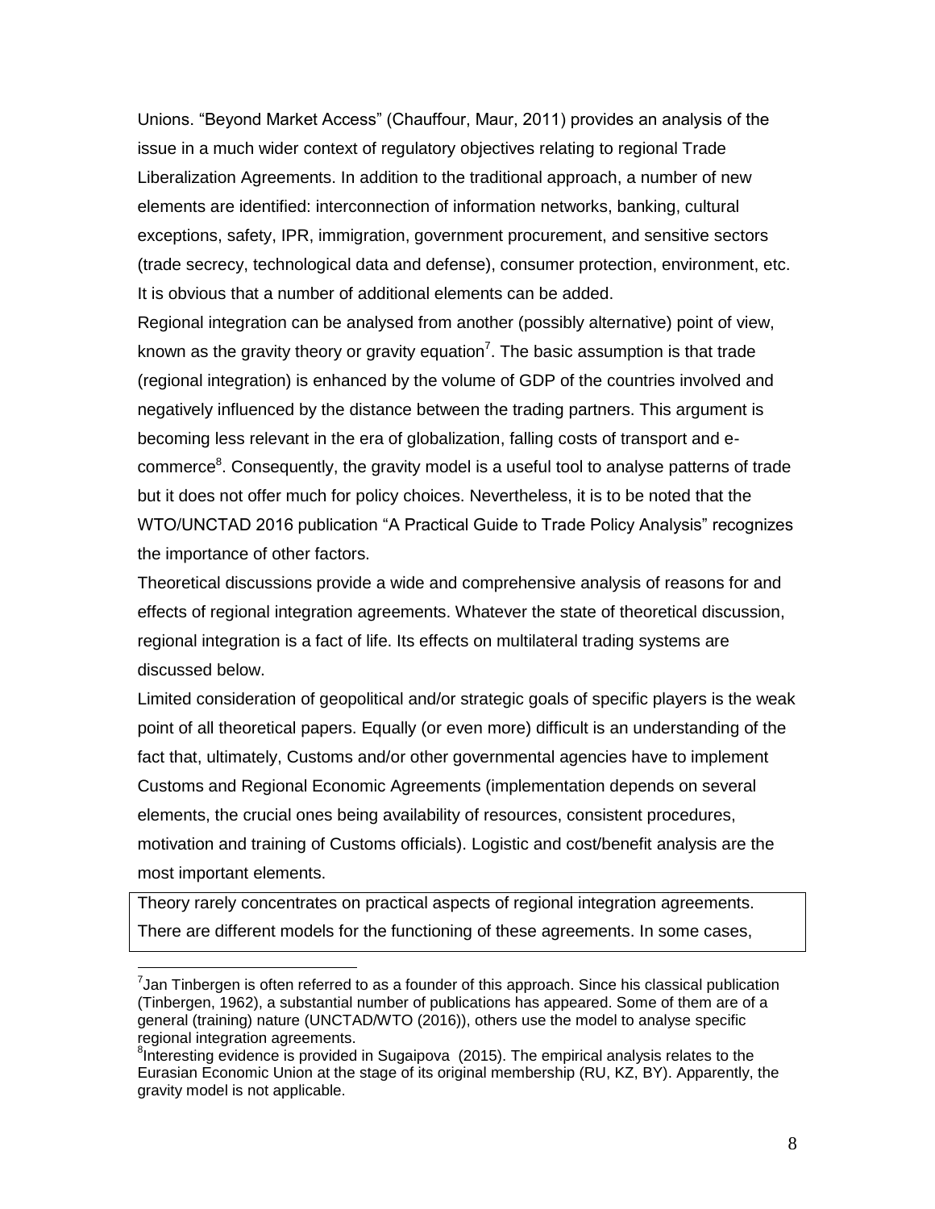Unions. "Beyond Market Access" (Chauffour, Maur, 2011) provides an analysis of the issue in a much wider context of regulatory objectives relating to regional Trade Liberalization Agreements. In addition to the traditional approach, a number of new elements are identified: interconnection of information networks, banking, cultural exceptions, safety, IPR, immigration, government procurement, and sensitive sectors (trade secrecy, technological data and defense), consumer protection, environment, etc. It is obvious that a number of additional elements can be added.

Regional integration can be analysed from another (possibly alternative) point of view, known as the gravity theory or gravity equation[7]. The basic assumption is that trade (regional integration) is enhanced by the volume of GDP of the countries involved and negatively influenced by the distance between the trading partners. This argument is becoming less relevant in the era of globalization, falling costs of transport and e-commerce[8]. Consequently, the gravity model is a useful tool to analyse patterns of trade but it does not offer much for policy choices. Nevertheless, it is to be noted that the WTO/UNCTAD 2016 publication "A Practical Guide to Trade Policy Analysis" recognizes the importance of other factors.

Theoretical discussions provide a wide and comprehensive analysis of reasons for and effects of regional integration agreements. Whatever the state of theoretical discussion, regional integration is a fact of life. Its effects on multilateral trading systems are discussed below.

Limited consideration of geopolitical and/or strategic goals of specific players is the weak point of all theoretical papers. Equally (or even more) difficult is an understanding of the fact that, ultimately, Customs and/or other governmental agencies have to implement Customs and Regional Economic Agreements (implementation depends on several elements, the crucial ones being availability of resources, consistent procedures, motivation and training of Customs officials). Logistic and cost/benefit analysis are the most important elements.

Theory rarely concentrates on practical aspects of regional integration agreements. There are different models for the functioning of these agreements. In some cases,

---

[7] Jan Tinbergen is often referred to as a founder of this approach. Since his classical publication (Tinbergen, 1962), a substantial number of publications has appeared. Some of them are of a general (training) nature (UNCTAD/WTO (2016)), others use the model to analyse specific regional integration agreements.

[8] Interesting evidence is provided in Sugaipova (2015). The empirical analysis relates to the Eurasian Economic Union at the stage of its original membership (RU, KZ, BY). Apparently, the gravity model is not applicable.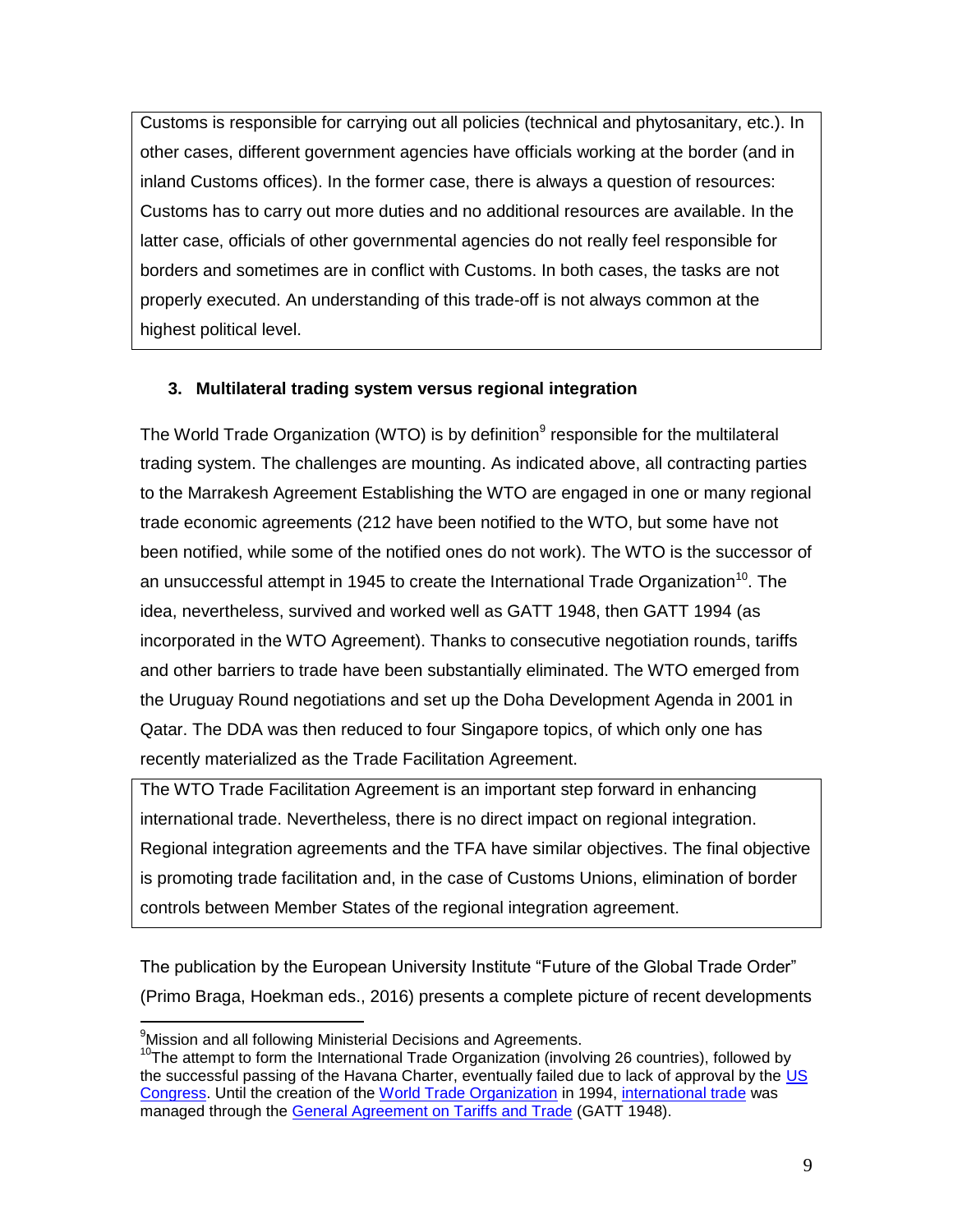Customs is responsible for carrying out all policies (technical and phytosanitary, etc.). In other cases, different government agencies have officials working at the border (and in inland Customs offices). In the former case, there is always a question of resources: Customs has to carry out more duties and no additional resources are available. In the latter case, officials of other governmental agencies do not really feel responsible for borders and sometimes are in conflict with Customs. In both cases, the tasks are not properly executed. An understanding of this trade-off is not always common at the highest political level.

### 3. Multilateral trading system versus regional integration

The World Trade Organization (WTO) is by definition[9] responsible for the multilateral trading system. The challenges are mounting. As indicated above, all contracting parties to the Marrakesh Agreement Establishing the WTO are engaged in one or many regional trade economic agreements (212 have been notified to the WTO, but some have not been notified, while some of the notified ones do not work). The WTO is the successor of an unsuccessful attempt in 1945 to create the International Trade Organization[10]. The idea, nevertheless, survived and worked well as GATT 1948, then GATT 1994 (as incorporated in the WTO Agreement). Thanks to consecutive negotiation rounds, tariffs and other barriers to trade have been substantially eliminated. The WTO emerged from the Uruguay Round negotiations and set up the Doha Development Agenda in 2001 in Qatar. The DDA was then reduced to four Singapore topics, of which only one has recently materialized as the Trade Facilitation Agreement.

The WTO Trade Facilitation Agreement is an important step forward in enhancing international trade. Nevertheless, there is no direct impact on regional integration. Regional integration agreements and the TFA have similar objectives. The final objective is promoting trade facilitation and, in the case of Customs Unions, elimination of border controls between Member States of the regional integration agreement.

The publication by the European University Institute "Future of the Global Trade Order" (Primo Braga, Hoekman eds., 2016) presents a complete picture of recent developments

---

[9] Mission and all following Ministerial Decisions and Agreements.

[10] The attempt to form the International Trade Organization (involving 26 countries), followed by the successful passing of the Havana Charter, eventually failed due to lack of approval by the US Congress. Until the creation of the World Trade Organization in 1994, international trade was managed through the General Agreement on Tariffs and Trade (GATT 1948).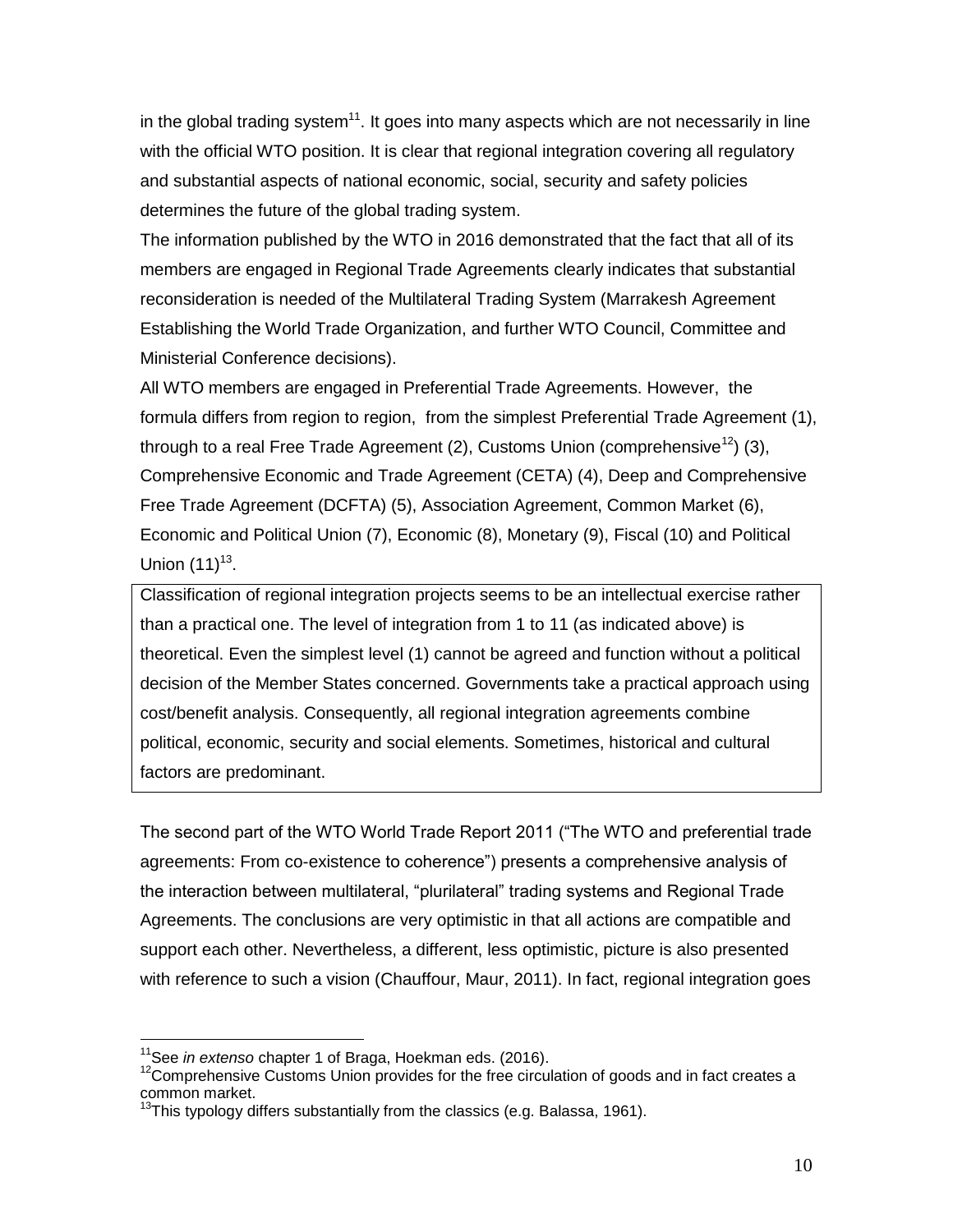in the global trading system[11]. It goes into many aspects which are not necessarily in line with the official WTO position. It is clear that regional integration covering all regulatory and substantial aspects of national economic, social, security and safety policies determines the future of the global trading system.

The information published by the WTO in 2016 demonstrated that the fact that all of its members are engaged in Regional Trade Agreements clearly indicates that substantial reconsideration is needed of the Multilateral Trading System (Marrakesh Agreement Establishing the World Trade Organization, and further WTO Council, Committee and Ministerial Conference decisions).

All WTO members are engaged in Preferential Trade Agreements. However, the formula differs from region to region, from the simplest Preferential Trade Agreement (1), through to a real Free Trade Agreement (2), Customs Union (comprehensive[12]) (3), Comprehensive Economic and Trade Agreement (CETA) (4), Deep and Comprehensive Free Trade Agreement (DCFTA) (5), Association Agreement, Common Market (6), Economic and Political Union (7), Economic (8), Monetary (9), Fiscal (10) and Political Union (11)[13].

> Classification of regional integration projects seems to be an intellectual exercise rather than a practical one. The level of integration from 1 to 11 (as indicated above) is theoretical. Even the simplest level (1) cannot be agreed and function without a political decision of the Member States concerned. Governments take a practical approach using cost/benefit analysis. Consequently, all regional integration agreements combine political, economic, security and social elements. Sometimes, historical and cultural factors are predominant.

The second part of the WTO World Trade Report 2011 ("The WTO and preferential trade agreements: From co-existence to coherence") presents a comprehensive analysis of the interaction between multilateral, "plurilateral" trading systems and Regional Trade Agreements. The conclusions are very optimistic in that all actions are compatible and support each other. Nevertheless, a different, less optimistic, picture is also presented with reference to such a vision (Chauffour, Maur, 2011). In fact, regional integration goes

---

[11] See *in extenso* chapter 1 of Braga, Hoekman eds. (2016).

[12] Comprehensive Customs Union provides for the free circulation of goods and in fact creates a common market.

[13] This typology differs substantially from the classics (e.g. Balassa, 1961).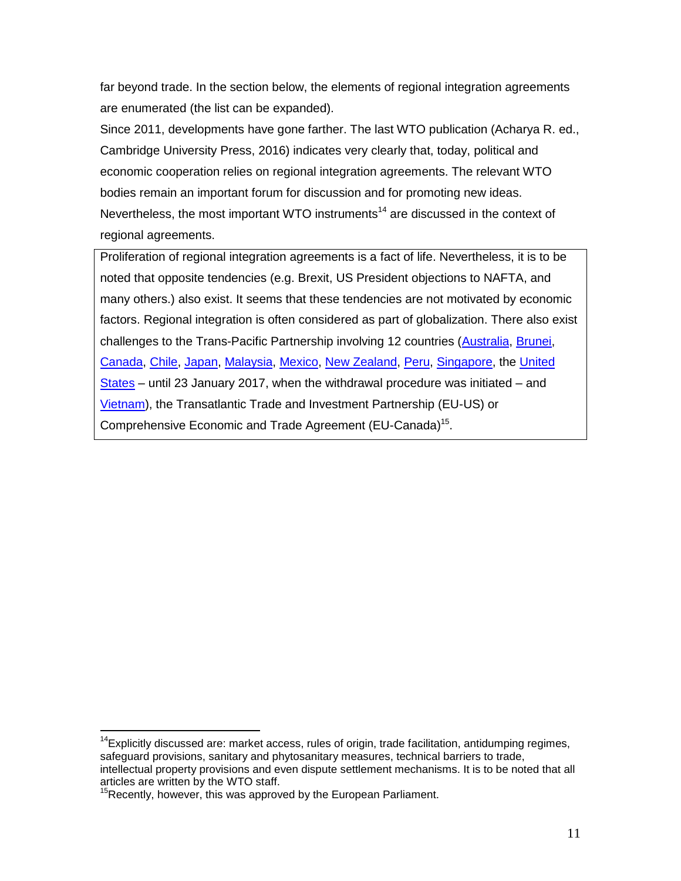far beyond trade. In the section below, the elements of regional integration agreements are enumerated (the list can be expanded).

Since 2011, developments have gone farther. The last WTO publication (Acharya R. ed., Cambridge University Press, 2016) indicates very clearly that, today, political and economic cooperation relies on regional integration agreements. The relevant WTO bodies remain an important forum for discussion and for promoting new ideas. Nevertheless, the most important WTO instruments[14] are discussed in the context of regional agreements.

> Proliferation of regional integration agreements is a fact of life. Nevertheless, it is to be noted that opposite tendencies (e.g. Brexit, US President objections to NAFTA, and many others.) also exist. It seems that these tendencies are not motivated by economic factors. Regional integration is often considered as part of globalization. There also exist challenges to the Trans-Pacific Partnership involving 12 countries (Australia, Brunei, Canada, Chile, Japan, Malaysia, Mexico, New Zealand, Peru, Singapore, the United States – until 23 January 2017, when the withdrawal procedure was initiated – and Vietnam), the Transatlantic Trade and Investment Partnership (EU-US) or Comprehensive Economic and Trade Agreement (EU-Canada)[15].

---

[14] Explicitly discussed are: market access, rules of origin, trade facilitation, antidumping regimes, safeguard provisions, sanitary and phytosanitary measures, technical barriers to trade, intellectual property provisions and even dispute settlement mechanisms. It is to be noted that all articles are written by the WTO staff.

[15] Recently, however, this was approved by the European Parliament.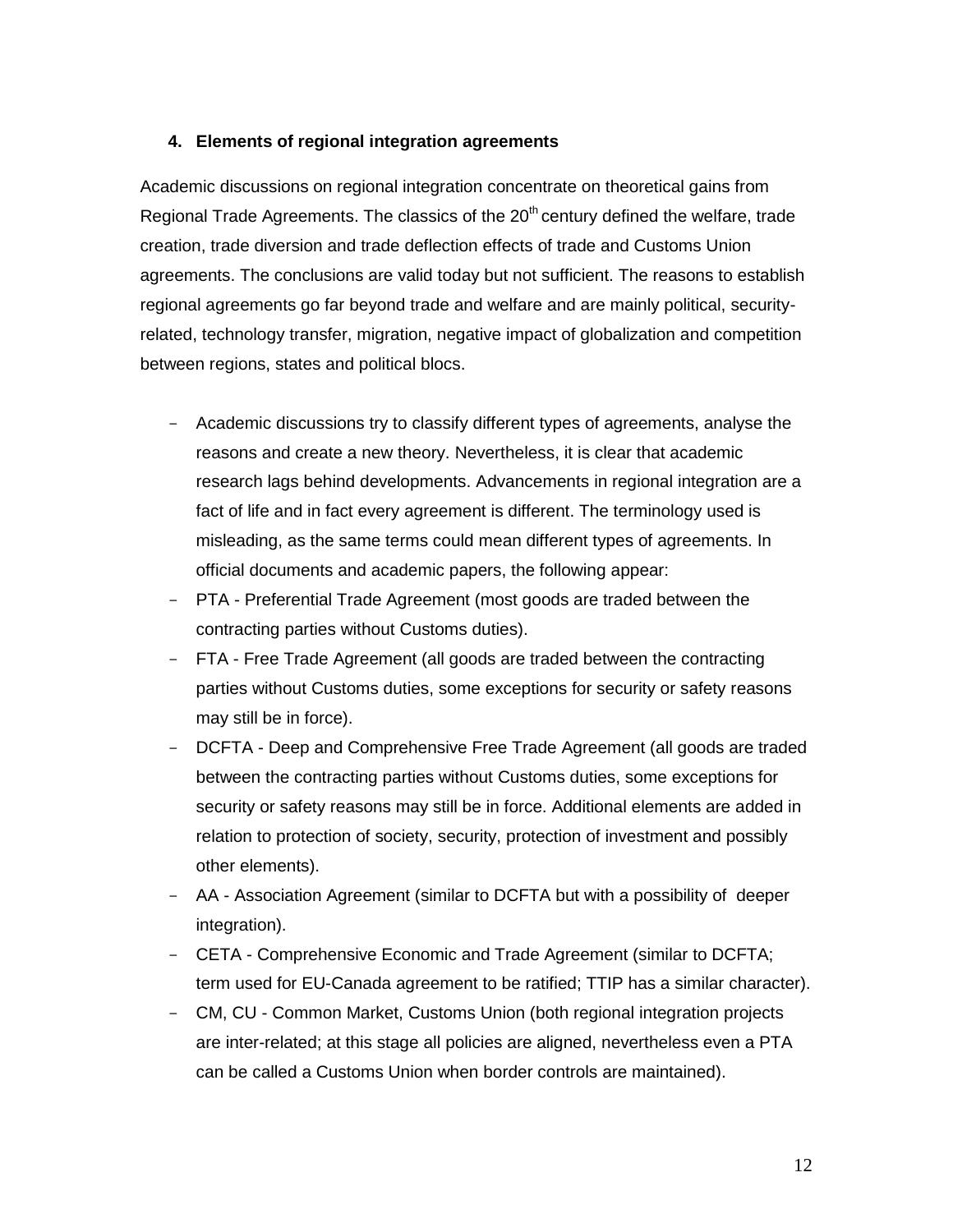## 4. Elements of regional integration agreements

Academic discussions on regional integration concentrate on theoretical gains from Regional Trade Agreements. The classics of the 20th century defined the welfare, trade creation, trade diversion and trade deflection effects of trade and Customs Union agreements. The conclusions are valid today but not sufficient. The reasons to establish regional agreements go far beyond trade and welfare and are mainly political, security-related, technology transfer, migration, negative impact of globalization and competition between regions, states and political blocs.

- Academic discussions try to classify different types of agreements, analyse the reasons and create a new theory. Nevertheless, it is clear that academic research lags behind developments. Advancements in regional integration are a fact of life and in fact every agreement is different. The terminology used is misleading, as the same terms could mean different types of agreements. In official documents and academic papers, the following appear:
- PTA - Preferential Trade Agreement (most goods are traded between the contracting parties without Customs duties).
- FTA - Free Trade Agreement (all goods are traded between the contracting parties without Customs duties, some exceptions for security or safety reasons may still be in force).
- DCFTA - Deep and Comprehensive Free Trade Agreement (all goods are traded between the contracting parties without Customs duties, some exceptions for security or safety reasons may still be in force. Additional elements are added in relation to protection of society, security, protection of investment and possibly other elements).
- AA - Association Agreement (similar to DCFTA but with a possibility of deeper integration).
- CETA - Comprehensive Economic and Trade Agreement (similar to DCFTA; term used for EU-Canada agreement to be ratified; TTIP has a similar character).
- CM, CU - Common Market, Customs Union (both regional integration projects are inter-related; at this stage all policies are aligned, nevertheless even a PTA can be called a Customs Union when border controls are maintained).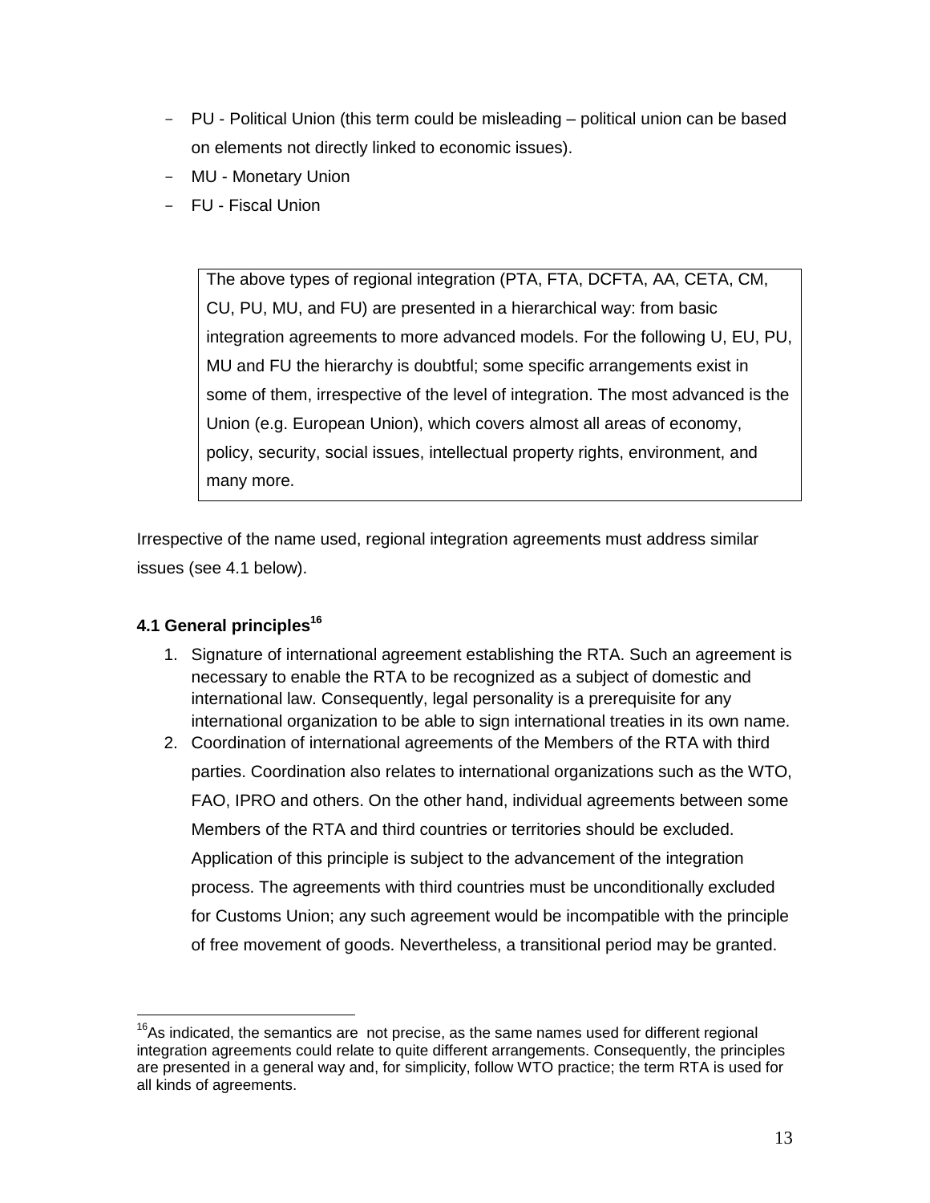- PU - Political Union (this term could be misleading – political union can be based on elements not directly linked to economic issues).
- MU - Monetary Union
- FU - Fiscal Union

> The above types of regional integration (PTA, FTA, DCFTA, AA, CETA, CM, CU, PU, MU, and FU) are presented in a hierarchical way: from basic integration agreements to more advanced models. For the following U, EU, PU, MU and FU the hierarchy is doubtful; some specific arrangements exist in some of them, irrespective of the level of integration. The most advanced is the Union (e.g. European Union), which covers almost all areas of economy, policy, security, social issues, intellectual property rights, environment, and many more.

Irrespective of the name used, regional integration agreements must address similar issues (see 4.1 below).

### 4.1 General principles[16]

1. Signature of international agreement establishing the RTA. Such an agreement is necessary to enable the RTA to be recognized as a subject of domestic and international law. Consequently, legal personality is a prerequisite for any international organization to be able to sign international treaties in its own name.
2. Coordination of international agreements of the Members of the RTA with third parties. Coordination also relates to international organizations such as the WTO, FAO, IPRO and others. On the other hand, individual agreements between some Members of the RTA and third countries or territories should be excluded. Application of this principle is subject to the advancement of the integration process. The agreements with third countries must be unconditionally excluded for Customs Union; any such agreement would be incompatible with the principle of free movement of goods. Nevertheless, a transitional period may be granted.

[16] As indicated, the semantics are not precise, as the same names used for different regional integration agreements could relate to quite different arrangements. Consequently, the principles are presented in a general way and, for simplicity, follow WTO practice; the term RTA is used for all kinds of agreements.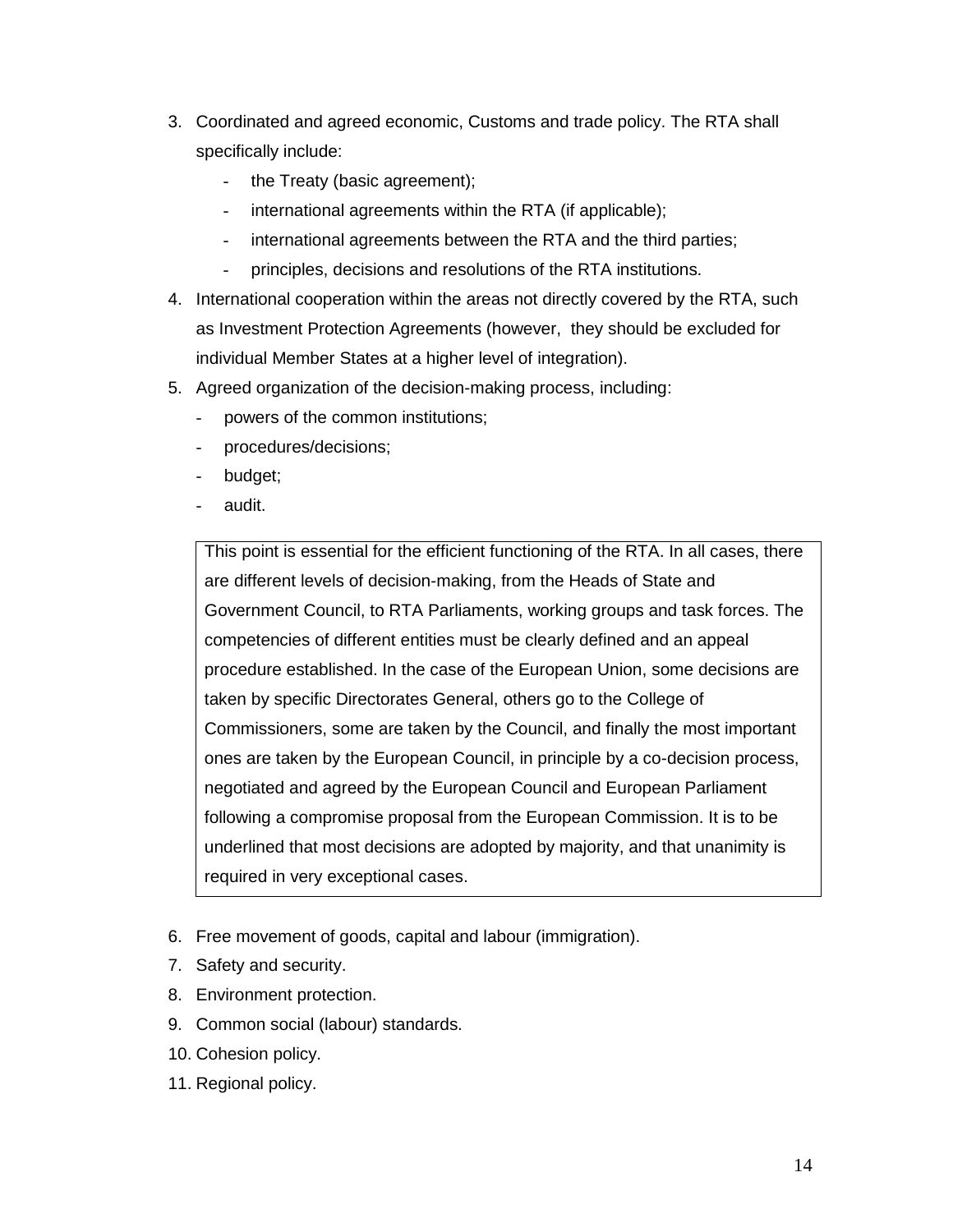3. Coordinated and agreed economic, Customs and trade policy. The RTA shall specifically include:
    - the Treaty (basic agreement);
    - international agreements within the RTA (if applicable);
    - international agreements between the RTA and the third parties;
    - principles, decisions and resolutions of the RTA institutions.
4. International cooperation within the areas not directly covered by the RTA, such as Investment Protection Agreements (however, they should be excluded for individual Member States at a higher level of integration).
5. Agreed organization of the decision-making process, including:
    - powers of the common institutions;
    - procedures/decisions;
    - budget;
    - audit.

> This point is essential for the efficient functioning of the RTA. In all cases, there are different levels of decision-making, from the Heads of State and Government Council, to RTA Parliaments, working groups and task forces. The competencies of different entities must be clearly defined and an appeal procedure established. In the case of the European Union, some decisions are taken by specific Directorates General, others go to the College of Commissioners, some are taken by the Council, and finally the most important ones are taken by the European Council, in principle by a co-decision process, negotiated and agreed by the European Council and European Parliament following a compromise proposal from the European Commission. It is to be underlined that most decisions are adopted by majority, and that unanimity is required in very exceptional cases.

6. Free movement of goods, capital and labour (immigration).
7. Safety and security.
8. Environment protection.
9. Common social (labour) standards.
10. Cohesion policy.
11. Regional policy.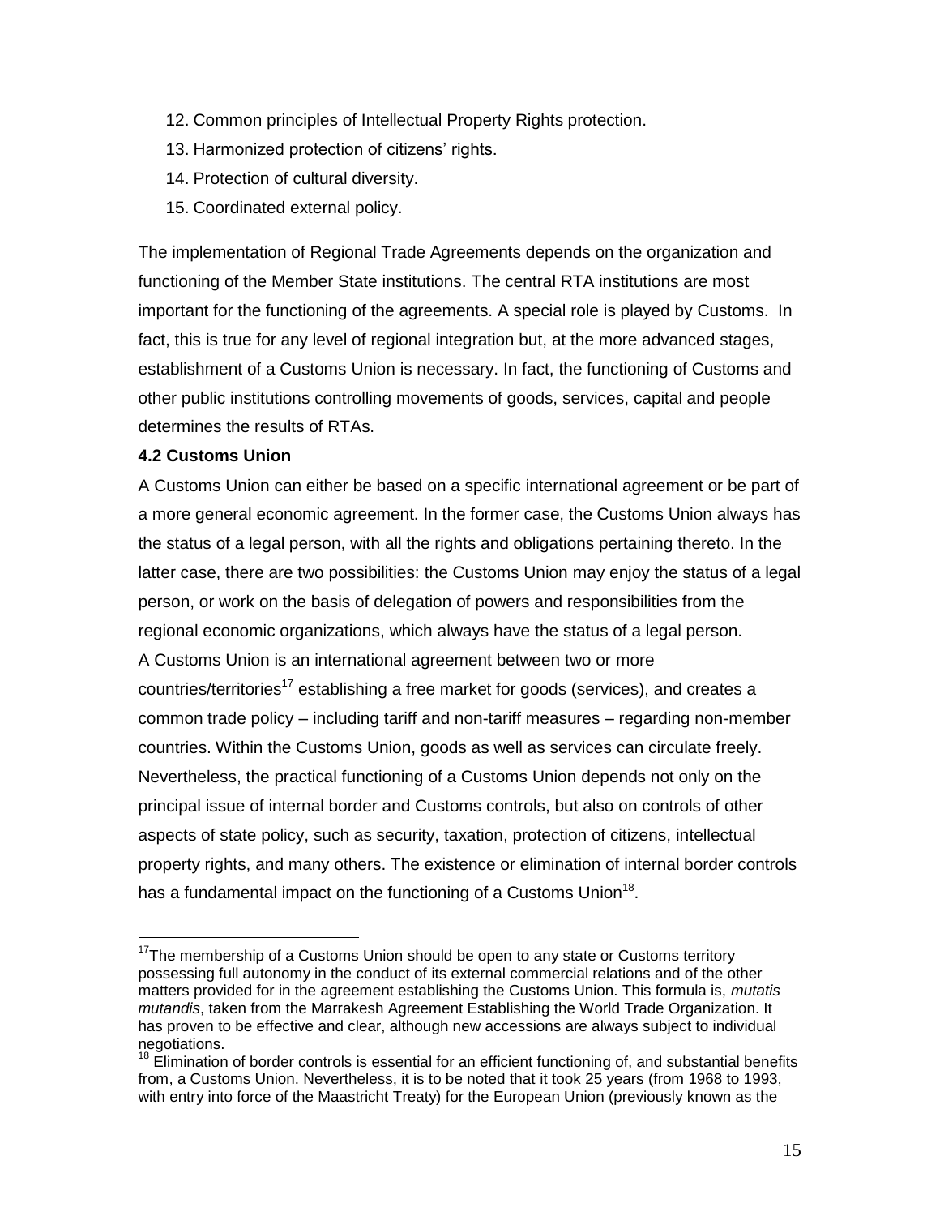12. Common principles of Intellectual Property Rights protection.
13. Harmonized protection of citizens' rights.
14. Protection of cultural diversity.
15. Coordinated external policy.

The implementation of Regional Trade Agreements depends on the organization and functioning of the Member State institutions. The central RTA institutions are most important for the functioning of the agreements. A special role is played by Customs. In fact, this is true for any level of regional integration but, at the more advanced stages, establishment of a Customs Union is necessary. In fact, the functioning of Customs and other public institutions controlling movements of goods, services, capital and people determines the results of RTAs.

### 4.2 Customs Union

A Customs Union can either be based on a specific international agreement or be part of a more general economic agreement. In the former case, the Customs Union always has the status of a legal person, with all the rights and obligations pertaining thereto. In the latter case, there are two possibilities: the Customs Union may enjoy the status of a legal person, or work on the basis of delegation of powers and responsibilities from the regional economic organizations, which always have the status of a legal person.

A Customs Union is an international agreement between two or more countries/territories[17] establishing a free market for goods (services), and creates a common trade policy – including tariff and non-tariff measures – regarding non-member countries. Within the Customs Union, goods as well as services can circulate freely. Nevertheless, the practical functioning of a Customs Union depends not only on the principal issue of internal border and Customs controls, but also on controls of other aspects of state policy, such as security, taxation, protection of citizens, intellectual property rights, and many others. The existence or elimination of internal border controls has a fundamental impact on the functioning of a Customs Union[18].

---

[17] The membership of a Customs Union should be open to any state or Customs territory possessing full autonomy in the conduct of its external commercial relations and of the other matters provided for in the agreement establishing the Customs Union. This formula is, *mutatis mutandis*, taken from the Marrakesh Agreement Establishing the World Trade Organization. It has proven to be effective and clear, although new accessions are always subject to individual negotiations.

[18] Elimination of border controls is essential for an efficient functioning of, and substantial benefits from, a Customs Union. Nevertheless, it is to be noted that it took 25 years (from 1968 to 1993, with entry into force of the Maastricht Treaty) for the European Union (previously known as the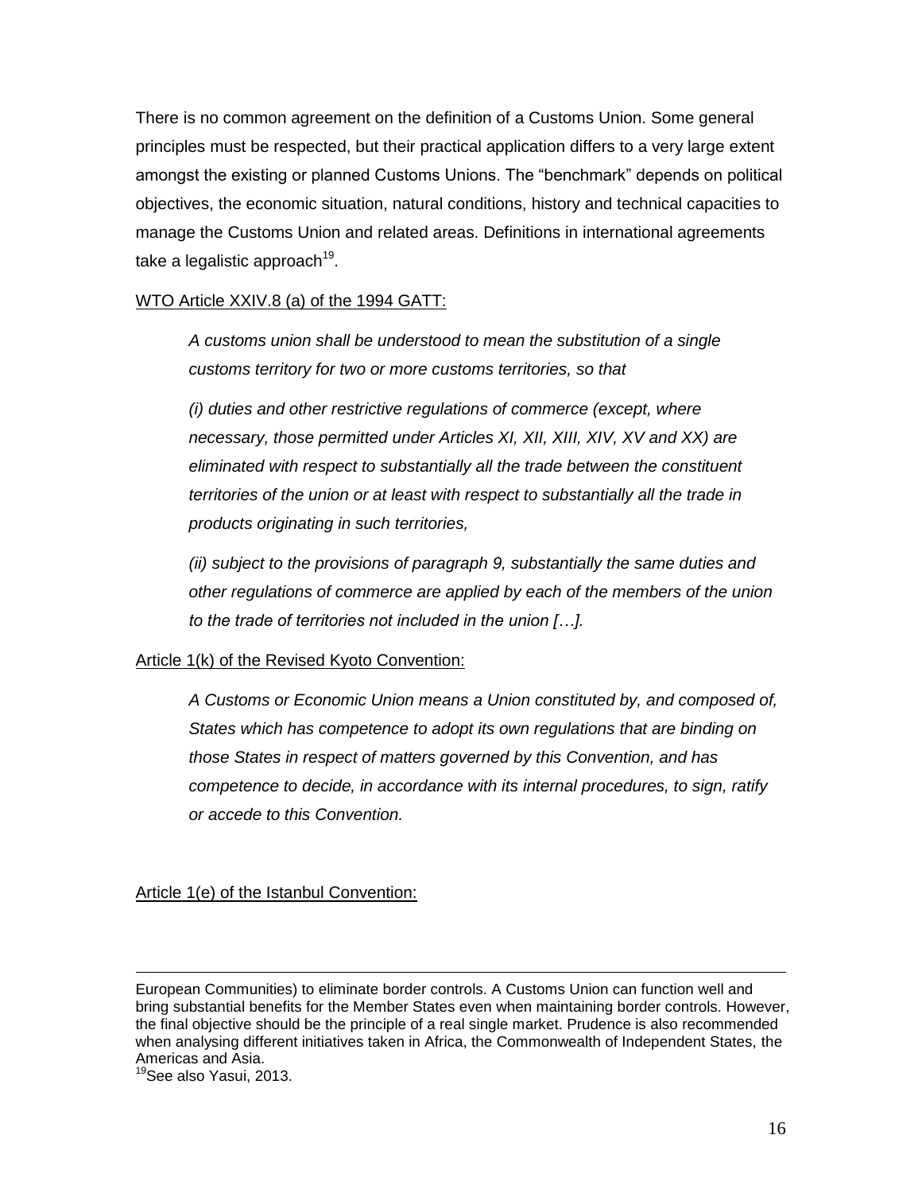There is no common agreement on the definition of a Customs Union. Some general principles must be respected, but their practical application differs to a very large extent amongst the existing or planned Customs Unions. The "benchmark" depends on political objectives, the economic situation, natural conditions, history and technical capacities to manage the Customs Union and related areas. Definitions in international agreements take a legalistic approach[19].

WTO Article XXIV.8 (a) of the 1994 GATT:

> *A customs union shall be understood to mean the substitution of a single customs territory for two or more customs territories, so that*
>
> *(i) duties and other restrictive regulations of commerce (except, where necessary, those permitted under Articles XI, XII, XIII, XIV, XV and XX) are eliminated with respect to substantially all the trade between the constituent territories of the union or at least with respect to substantially all the trade in products originating in such territories,*
>
> *(ii) subject to the provisions of paragraph 9, substantially the same duties and other regulations of commerce are applied by each of the members of the union to the trade of territories not included in the union […].*

Article 1(k) of the Revised Kyoto Convention:

> *A Customs or Economic Union means a Union constituted by, and composed of, States which has competence to adopt its own regulations that are binding on those States in respect of matters governed by this Convention, and has competence to decide, in accordance with its internal procedures, to sign, ratify or accede to this Convention.*

Article 1(e) of the Istanbul Convention:

---

European Communities) to eliminate border controls. A Customs Union can function well and bring substantial benefits for the Member States even when maintaining border controls. However, the final objective should be the principle of a real single market. Prudence is also recommended when analysing different initiatives taken in Africa, the Commonwealth of Independent States, the Americas and Asia.

[19] See also Yasui, 2013.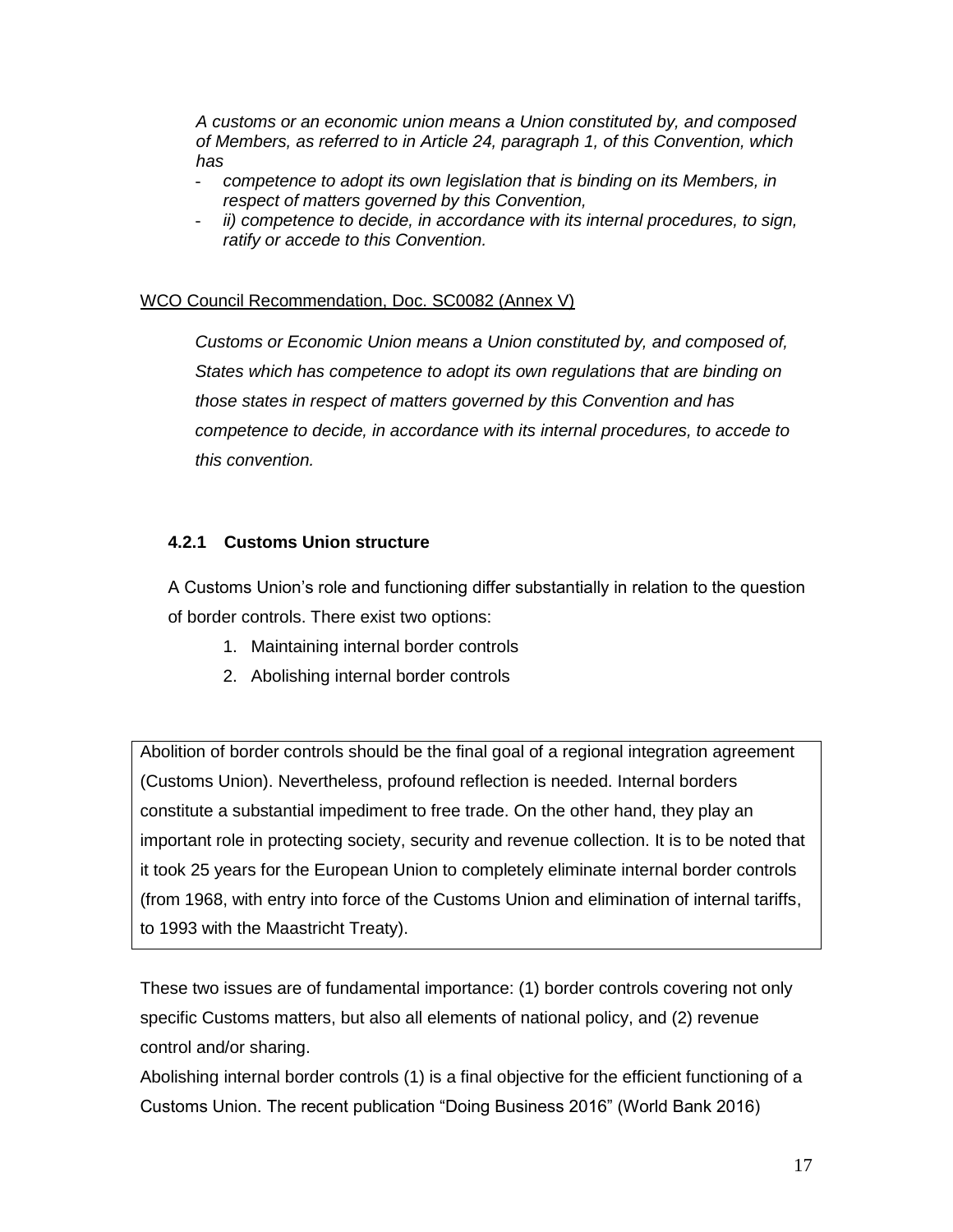*A customs or an economic union means a Union constituted by, and composed of Members, as referred to in Article 24, paragraph 1, of this Convention, which has*

- *competence to adopt its own legislation that is binding on its Members, in respect of matters governed by this Convention,*
- *ii) competence to decide, in accordance with its internal procedures, to sign, ratify or accede to this Convention.*

WCO Council Recommendation, Doc. SC0082 (Annex V)

*Customs or Economic Union means a Union constituted by, and composed of, States which has competence to adopt its own regulations that are binding on those states in respect of matters governed by this Convention and has competence to decide, in accordance with its internal procedures, to accede to this convention.*

### 4.2.1 Customs Union structure

A Customs Union's role and functioning differ substantially in relation to the question of border controls. There exist two options:

1. Maintaining internal border controls
2. Abolishing internal border controls

> Abolition of border controls should be the final goal of a regional integration agreement (Customs Union). Nevertheless, profound reflection is needed. Internal borders constitute a substantial impediment to free trade. On the other hand, they play an important role in protecting society, security and revenue collection. It is to be noted that it took 25 years for the European Union to completely eliminate internal border controls (from 1968, with entry into force of the Customs Union and elimination of internal tariffs, to 1993 with the Maastricht Treaty).

These two issues are of fundamental importance: (1) border controls covering not only specific Customs matters, but also all elements of national policy, and (2) revenue control and/or sharing.

Abolishing internal border controls (1) is a final objective for the efficient functioning of a Customs Union. The recent publication "Doing Business 2016" (World Bank 2016)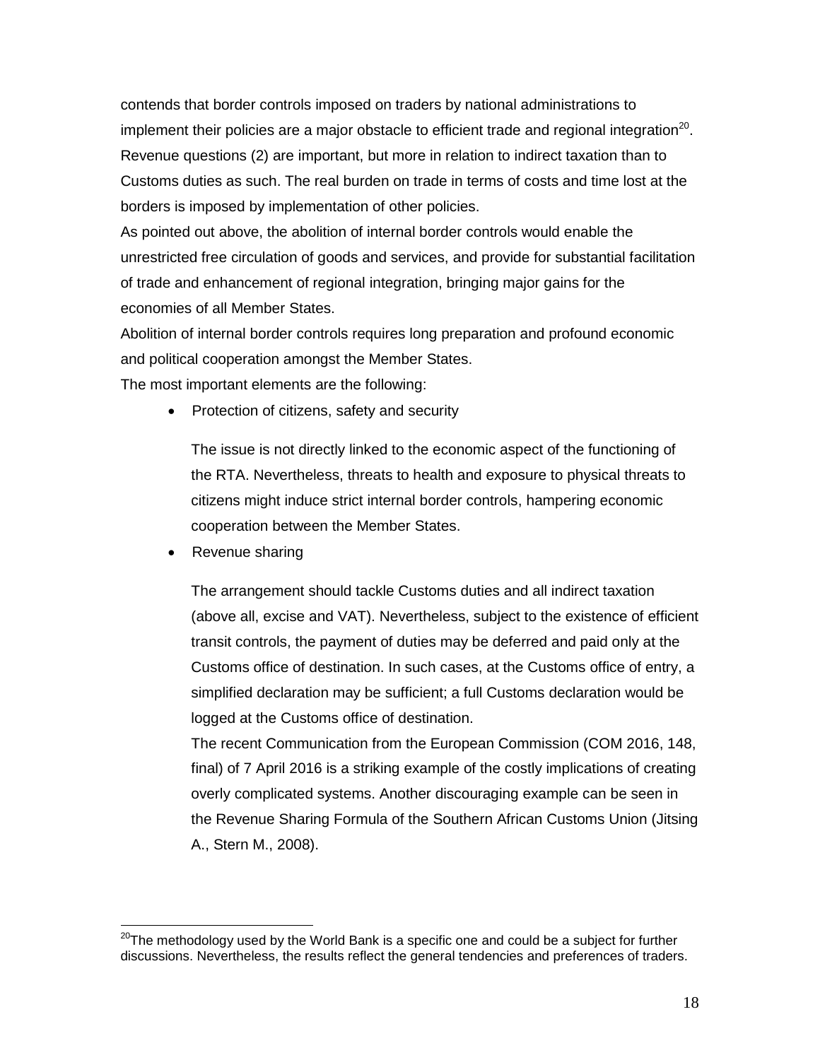contends that border controls imposed on traders by national administrations to implement their policies are a major obstacle to efficient trade and regional integration[20]. Revenue questions (2) are important, but more in relation to indirect taxation than to Customs duties as such. The real burden on trade in terms of costs and time lost at the borders is imposed by implementation of other policies.

As pointed out above, the abolition of internal border controls would enable the unrestricted free circulation of goods and services, and provide for substantial facilitation of trade and enhancement of regional integration, bringing major gains for the economies of all Member States.

Abolition of internal border controls requires long preparation and profound economic and political cooperation amongst the Member States.

The most important elements are the following:

- Protection of citizens, safety and security

  The issue is not directly linked to the economic aspect of the functioning of the RTA. Nevertheless, threats to health and exposure to physical threats to citizens might induce strict internal border controls, hampering economic cooperation between the Member States.

- Revenue sharing

  The arrangement should tackle Customs duties and all indirect taxation (above all, excise and VAT). Nevertheless, subject to the existence of efficient transit controls, the payment of duties may be deferred and paid only at the Customs office of destination. In such cases, at the Customs office of entry, a simplified declaration may be sufficient; a full Customs declaration would be logged at the Customs office of destination.

  The recent Communication from the European Commission (COM 2016, 148, final) of 7 April 2016 is a striking example of the costly implications of creating overly complicated systems. Another discouraging example can be seen in the Revenue Sharing Formula of the Southern African Customs Union (Jitsing A., Stern M., 2008).

[20] The methodology used by the World Bank is a specific one and could be a subject for further discussions. Nevertheless, the results reflect the general tendencies and preferences of traders.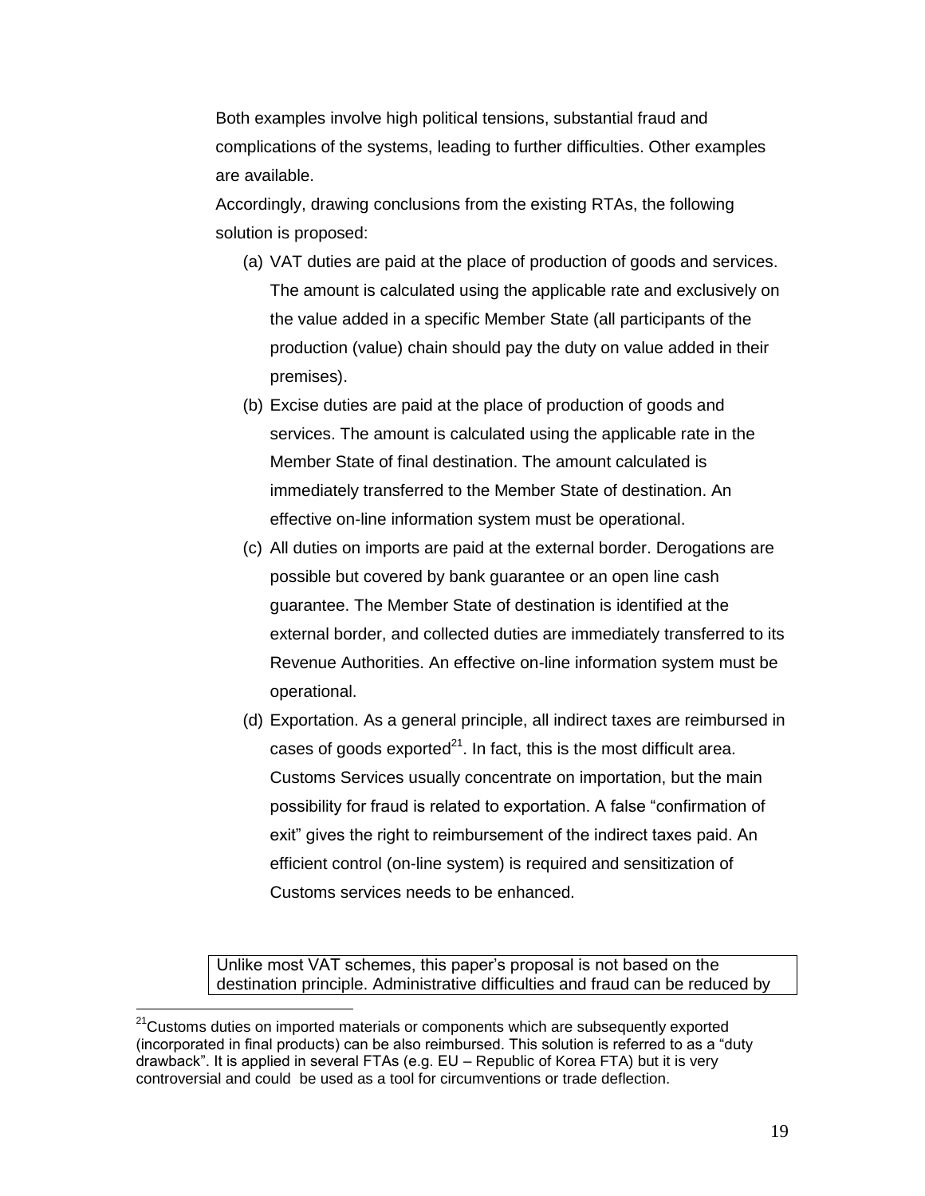Both examples involve high political tensions, substantial fraud and complications of the systems, leading to further difficulties. Other examples are available.

Accordingly, drawing conclusions from the existing RTAs, the following solution is proposed:

(a) VAT duties are paid at the place of production of goods and services. The amount is calculated using the applicable rate and exclusively on the value added in a specific Member State (all participants of the production (value) chain should pay the duty on value added in their premises).

(b) Excise duties are paid at the place of production of goods and services. The amount is calculated using the applicable rate in the Member State of final destination. The amount calculated is immediately transferred to the Member State of destination. An effective on-line information system must be operational.

(c) All duties on imports are paid at the external border. Derogations are possible but covered by bank guarantee or an open line cash guarantee. The Member State of destination is identified at the external border, and collected duties are immediately transferred to its Revenue Authorities. An effective on-line information system must be operational.

(d) Exportation. As a general principle, all indirect taxes are reimbursed in cases of goods exported[21]. In fact, this is the most difficult area. Customs Services usually concentrate on importation, but the main possibility for fraud is related to exportation. A false "confirmation of exit" gives the right to reimbursement of the indirect taxes paid. An efficient control (on-line system) is required and sensitization of Customs services needs to be enhanced.

Unlike most VAT schemes, this paper's proposal is not based on the destination principle. Administrative difficulties and fraud can be reduced by

---

[21] Customs duties on imported materials or components which are subsequently exported (incorporated in final products) can be also reimbursed. This solution is referred to as a "duty drawback". It is applied in several FTAs (e.g. EU – Republic of Korea FTA) but it is very controversial and could be used as a tool for circumventions or trade deflection.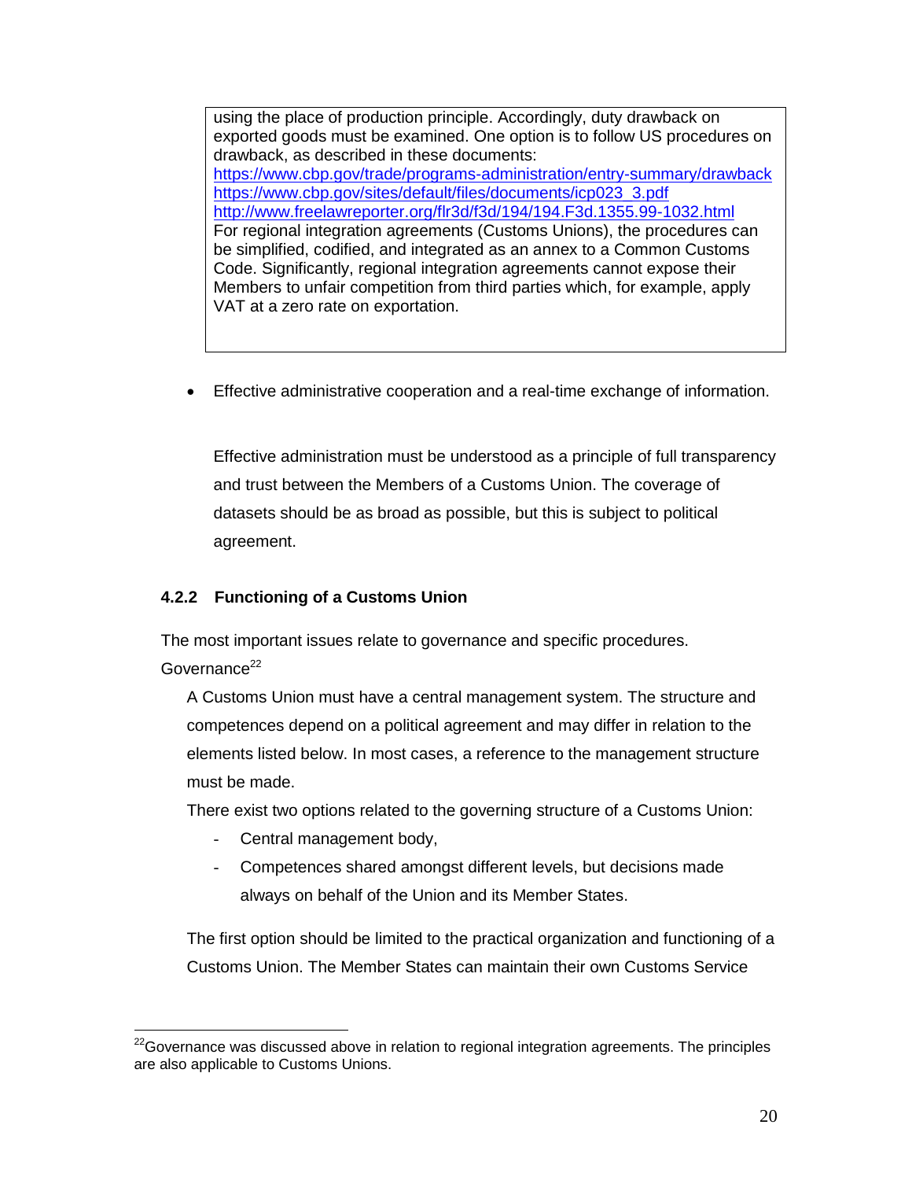> using the place of production principle. Accordingly, duty drawback on exported goods must be examined. One option is to follow US procedures on drawback, as described in these documents:
> https://www.cbp.gov/trade/programs-administration/entry-summary/drawback
> https://www.cbp.gov/sites/default/files/documents/icp023_3.pdf
> http://www.freelawreporter.org/flr3d/f3d/194/194.F3d.1355.99-1032.html
> For regional integration agreements (Customs Unions), the procedures can be simplified, codified, and integrated as an annex to a Common Customs Code. Significantly, regional integration agreements cannot expose their Members to unfair competition from third parties which, for example, apply VAT at a zero rate on exportation.

- Effective administrative cooperation and a real-time exchange of information.

  Effective administration must be understood as a principle of full transparency and trust between the Members of a Customs Union. The coverage of datasets should be as broad as possible, but this is subject to political agreement.

### 4.2.2 Functioning of a Customs Union

The most important issues relate to governance and specific procedures.

Governance[22]

A Customs Union must have a central management system. The structure and competences depend on a political agreement and may differ in relation to the elements listed below. In most cases, a reference to the management structure must be made.

There exist two options related to the governing structure of a Customs Union:

- Central management body,
- Competences shared amongst different levels, but decisions made always on behalf of the Union and its Member States.

The first option should be limited to the practical organization and functioning of a Customs Union. The Member States can maintain their own Customs Service

[22] Governance was discussed above in relation to regional integration agreements. The principles are also applicable to Customs Unions.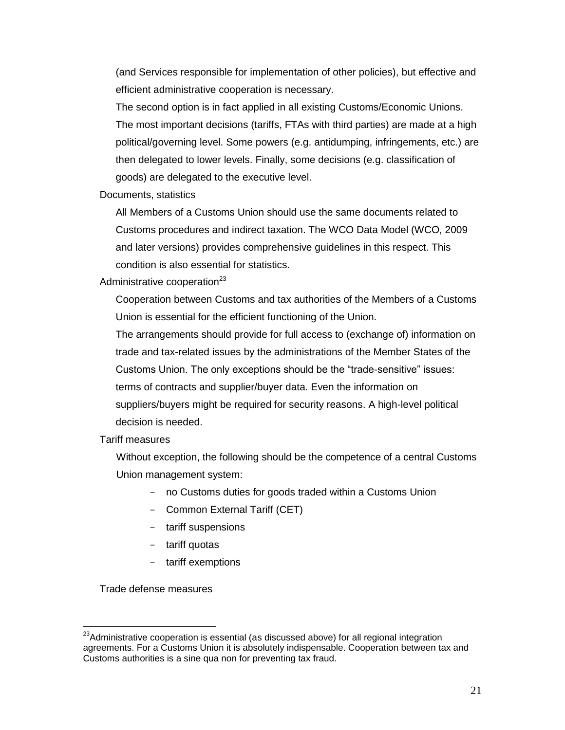(and Services responsible for implementation of other policies), but effective and efficient administrative cooperation is necessary.

The second option is in fact applied in all existing Customs/Economic Unions. The most important decisions (tariffs, FTAs with third parties) are made at a high political/governing level. Some powers (e.g. antidumping, infringements, etc.) are then delegated to lower levels. Finally, some decisions (e.g. classification of goods) are delegated to the executive level.

Documents, statistics

All Members of a Customs Union should use the same documents related to Customs procedures and indirect taxation. The WCO Data Model (WCO, 2009 and later versions) provides comprehensive guidelines in this respect. This condition is also essential for statistics.

Administrative cooperation[23]

Cooperation between Customs and tax authorities of the Members of a Customs Union is essential for the efficient functioning of the Union.

The arrangements should provide for full access to (exchange of) information on trade and tax-related issues by the administrations of the Member States of the Customs Union. The only exceptions should be the "trade-sensitive" issues: terms of contracts and supplier/buyer data. Even the information on suppliers/buyers might be required for security reasons. A high-level political decision is needed.

Tariff measures

Without exception, the following should be the competence of a central Customs Union management system:

- no Customs duties for goods traded within a Customs Union
- Common External Tariff (CET)
- tariff suspensions
- tariff quotas
- tariff exemptions

Trade defense measures

---

[23] Administrative cooperation is essential (as discussed above) for all regional integration agreements. For a Customs Union it is absolutely indispensable. Cooperation between tax and Customs authorities is a sine qua non for preventing tax fraud.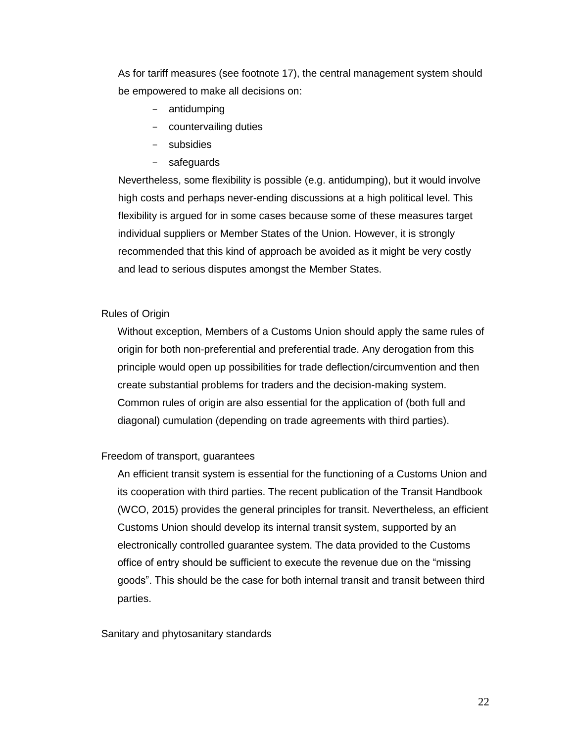As for tariff measures (see footnote 17), the central management system should be empowered to make all decisions on:

- antidumping
- countervailing duties
- subsidies
- safeguards

Nevertheless, some flexibility is possible (e.g. antidumping), but it would involve high costs and perhaps never-ending discussions at a high political level. This flexibility is argued for in some cases because some of these measures target individual suppliers or Member States of the Union. However, it is strongly recommended that this kind of approach be avoided as it might be very costly and lead to serious disputes amongst the Member States.

Rules of Origin

Without exception, Members of a Customs Union should apply the same rules of origin for both non-preferential and preferential trade. Any derogation from this principle would open up possibilities for trade deflection/circumvention and then create substantial problems for traders and the decision-making system. Common rules of origin are also essential for the application of (both full and diagonal) cumulation (depending on trade agreements with third parties).

Freedom of transport, guarantees

An efficient transit system is essential for the functioning of a Customs Union and its cooperation with third parties. The recent publication of the Transit Handbook (WCO, 2015) provides the general principles for transit. Nevertheless, an efficient Customs Union should develop its internal transit system, supported by an electronically controlled guarantee system. The data provided to the Customs office of entry should be sufficient to execute the revenue due on the "missing goods". This should be the case for both internal transit and transit between third parties.

Sanitary and phytosanitary standards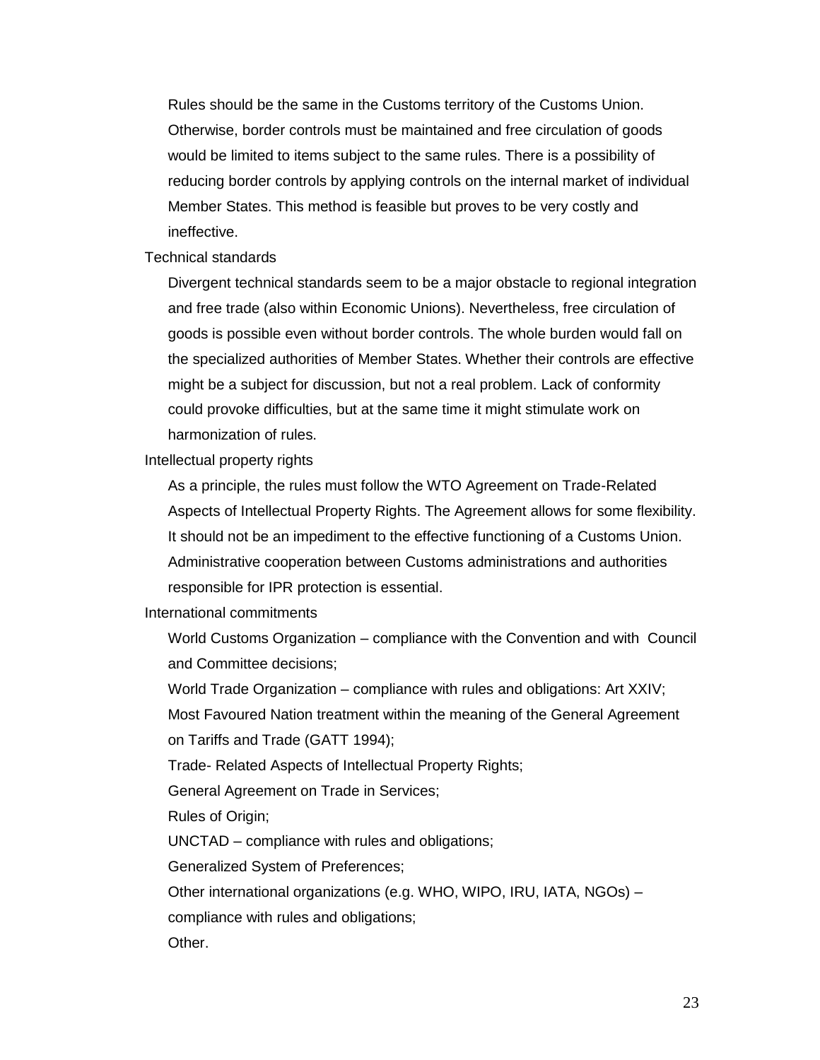Rules should be the same in the Customs territory of the Customs Union. Otherwise, border controls must be maintained and free circulation of goods would be limited to items subject to the same rules. There is a possibility of reducing border controls by applying controls on the internal market of individual Member States. This method is feasible but proves to be very costly and ineffective.

Technical standards

Divergent technical standards seem to be a major obstacle to regional integration and free trade (also within Economic Unions). Nevertheless, free circulation of goods is possible even without border controls. The whole burden would fall on the specialized authorities of Member States. Whether their controls are effective might be a subject for discussion, but not a real problem. Lack of conformity could provoke difficulties, but at the same time it might stimulate work on harmonization of rules.

Intellectual property rights

As a principle, the rules must follow the WTO Agreement on Trade-Related Aspects of Intellectual Property Rights. The Agreement allows for some flexibility. It should not be an impediment to the effective functioning of a Customs Union. Administrative cooperation between Customs administrations and authorities responsible for IPR protection is essential.

International commitments

World Customs Organization – compliance with the Convention and with Council and Committee decisions;

World Trade Organization – compliance with rules and obligations: Art XXIV;

Most Favoured Nation treatment within the meaning of the General Agreement on Tariffs and Trade (GATT 1994);

Trade- Related Aspects of Intellectual Property Rights;

General Agreement on Trade in Services;

Rules of Origin;

UNCTAD – compliance with rules and obligations;

Generalized System of Preferences;

Other international organizations (e.g. WHO, WIPO, IRU, IATA, NGOs) – compliance with rules and obligations;

Other.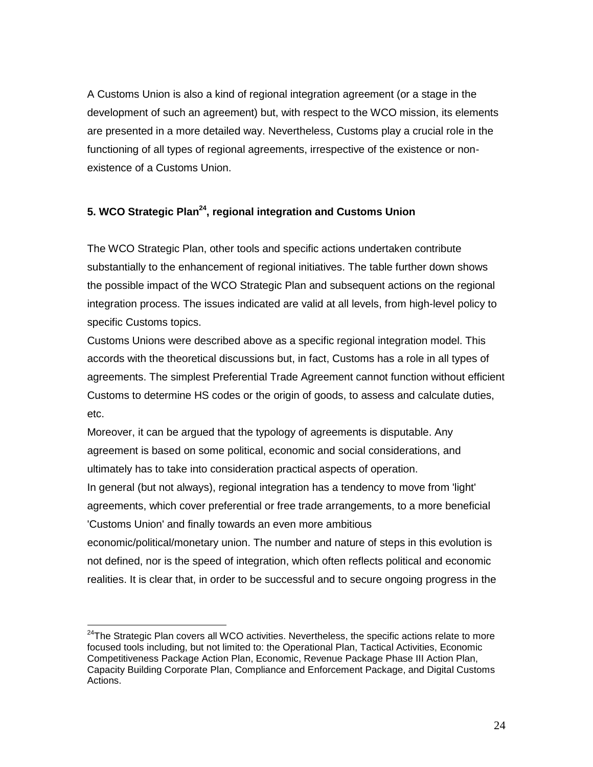A Customs Union is also a kind of regional integration agreement (or a stage in the development of such an agreement) but, with respect to the WCO mission, its elements are presented in a more detailed way. Nevertheless, Customs play a crucial role in the functioning of all types of regional agreements, irrespective of the existence or non-existence of a Customs Union.

## 5. WCO Strategic Plan[24], regional integration and Customs Union

The WCO Strategic Plan, other tools and specific actions undertaken contribute substantially to the enhancement of regional initiatives. The table further down shows the possible impact of the WCO Strategic Plan and subsequent actions on the regional integration process. The issues indicated are valid at all levels, from high-level policy to specific Customs topics.

Customs Unions were described above as a specific regional integration model. This accords with the theoretical discussions but, in fact, Customs has a role in all types of agreements. The simplest Preferential Trade Agreement cannot function without efficient Customs to determine HS codes or the origin of goods, to assess and calculate duties, etc.

Moreover, it can be argued that the typology of agreements is disputable. Any agreement is based on some political, economic and social considerations, and ultimately has to take into consideration practical aspects of operation.

In general (but not always), regional integration has a tendency to move from 'light' agreements, which cover preferential or free trade arrangements, to a more beneficial 'Customs Union' and finally towards an even more ambitious economic/political/monetary union. The number and nature of steps in this evolution is not defined, nor is the speed of integration, which often reflects political and economic realities. It is clear that, in order to be successful and to secure ongoing progress in the

---

[24]The Strategic Plan covers all WCO activities. Nevertheless, the specific actions relate to more focused tools including, but not limited to: the Operational Plan, Tactical Activities, Economic Competitiveness Package Action Plan, Economic, Revenue Package Phase III Action Plan, Capacity Building Corporate Plan, Compliance and Enforcement Package, and Digital Customs Actions.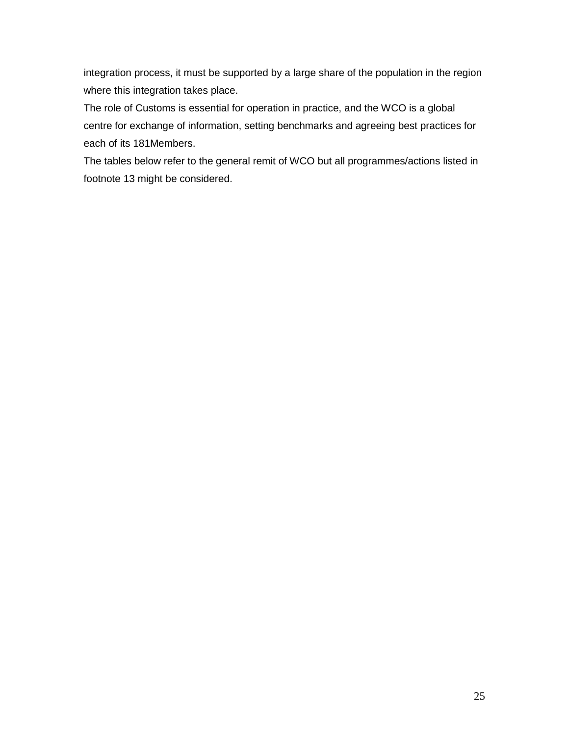integration process, it must be supported by a large share of the population in the region where this integration takes place.

The role of Customs is essential for operation in practice, and the WCO is a global centre for exchange of information, setting benchmarks and agreeing best practices for each of its 181Members.

The tables below refer to the general remit of WCO but all programmes/actions listed in footnote 13 might be considered.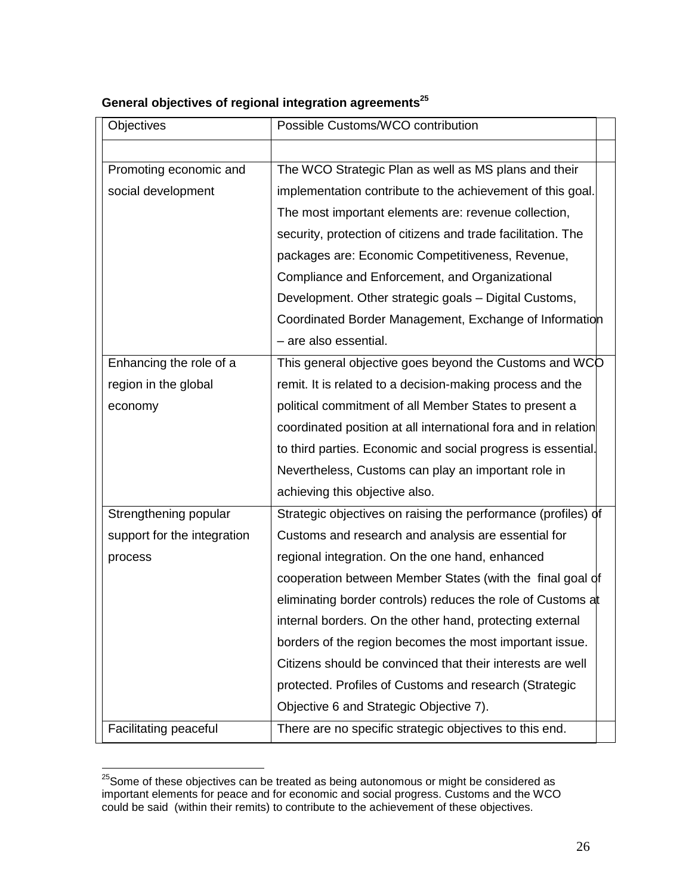**General objectives of regional integration agreements**[25]

| Objectives | Possible Customs/WCO contribution |
|---|---|
| | |
| Promoting economic and social development | The WCO Strategic Plan as well as MS plans and their implementation contribute to the achievement of this goal. The most important elements are: revenue collection, security, protection of citizens and trade facilitation. The packages are: Economic Competitiveness, Revenue, Compliance and Enforcement, and Organizational Development. Other strategic goals – Digital Customs, Coordinated Border Management, Exchange of Information – are also essential. |
| Enhancing the role of a region in the global economy | This general objective goes beyond the Customs and WCO remit. It is related to a decision-making process and the political commitment of all Member States to present a coordinated position at all international fora and in relation to third parties. Economic and social progress is essential. Nevertheless, Customs can play an important role in achieving this objective also. |
| Strengthening popular support for the integration process | Strategic objectives on raising the performance (profiles) of Customs and research and analysis are essential for regional integration. On the one hand, enhanced cooperation between Member States (with the final goal of eliminating border controls) reduces the role of Customs at internal borders. On the other hand, protecting external borders of the region becomes the most important issue. Citizens should be convinced that their interests are well protected. Profiles of Customs and research (Strategic Objective 6 and Strategic Objective 7). |
| Facilitating peaceful | There are no specific strategic objectives to this end. |

[25] Some of these objectives can be treated as being autonomous or might be considered as important elements for peace and for economic and social progress. Customs and the WCO could be said (within their remits) to contribute to the achievement of these objectives.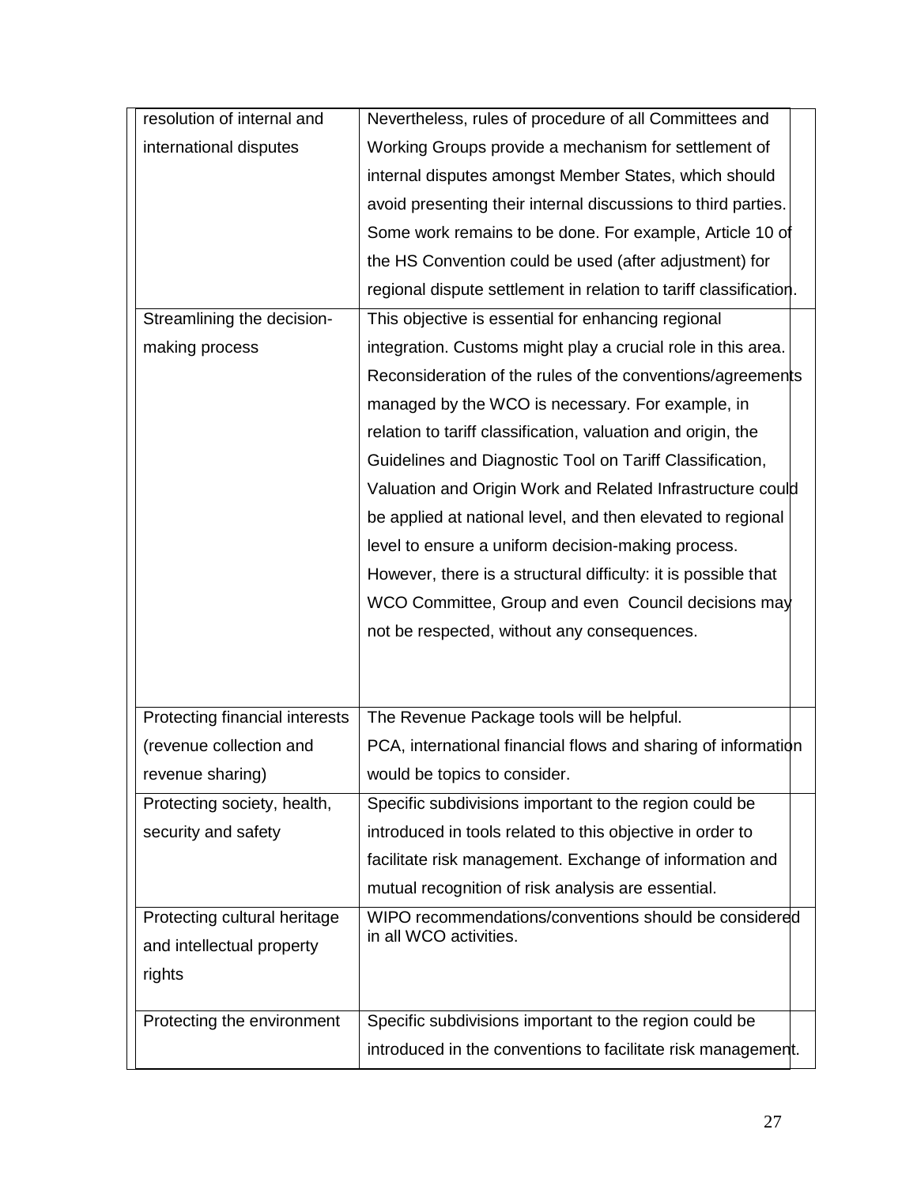| | |
|---|---|
| resolution of internal and international disputes | Nevertheless, rules of procedure of all Committees and Working Groups provide a mechanism for settlement of internal disputes amongst Member States, which should avoid presenting their internal discussions to third parties. Some work remains to be done. For example, Article 10 of the HS Convention could be used (after adjustment) for regional dispute settlement in relation to tariff classification. |
| Streamlining the decision-making process | This objective is essential for enhancing regional integration. Customs might play a crucial role in this area. Reconsideration of the rules of the conventions/agreements managed by the WCO is necessary. For example, in relation to tariff classification, valuation and origin, the Guidelines and Diagnostic Tool on Tariff Classification, Valuation and Origin Work and Related Infrastructure could be applied at national level, and then elevated to regional level to ensure a uniform decision-making process. However, there is a structural difficulty: it is possible that WCO Committee, Group and even Council decisions may not be respected, without any consequences. |
| Protecting financial interests (revenue collection and revenue sharing) | The Revenue Package tools will be helpful. PCA, international financial flows and sharing of information would be topics to consider. |
| Protecting society, health, security and safety | Specific subdivisions important to the region could be introduced in tools related to this objective in order to facilitate risk management. Exchange of information and mutual recognition of risk analysis are essential. |
| Protecting cultural heritage and intellectual property rights | WIPO recommendations/conventions should be considered in all WCO activities. |
| Protecting the environment | Specific subdivisions important to the region could be introduced in the conventions to facilitate risk management. |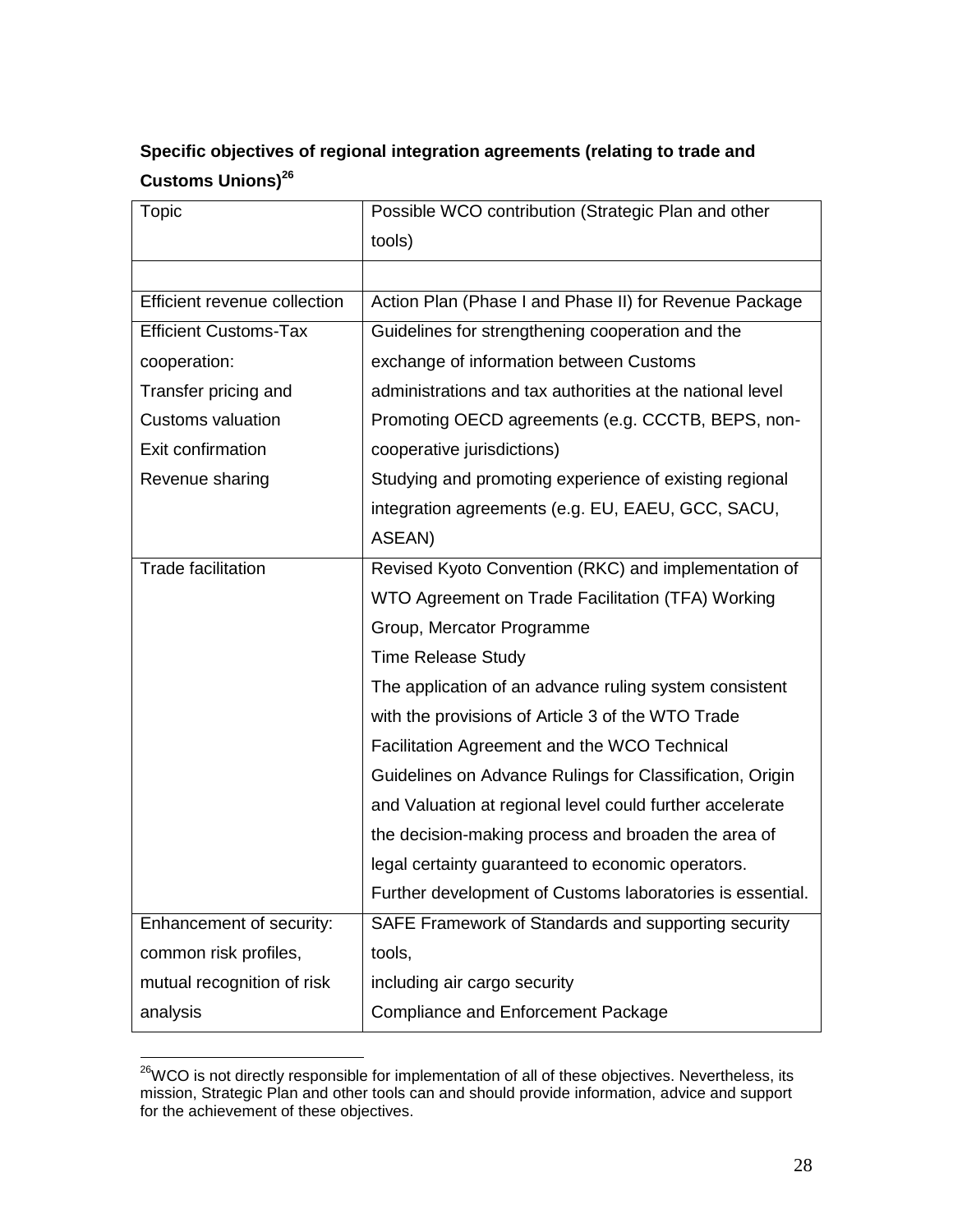**Specific objectives of regional integration agreements (relating to trade and Customs Unions)[26]**

| Topic | Possible WCO contribution (Strategic Plan and other tools) |
|---|---|
| | |
| Efficient revenue collection | Action Plan (Phase I and Phase II) for Revenue Package |
| Efficient Customs-Tax cooperation:<br>Transfer pricing and Customs valuation<br>Exit confirmation<br>Revenue sharing | Guidelines for strengthening cooperation and the exchange of information between Customs administrations and tax authorities at the national level<br>Promoting OECD agreements (e.g. CCCTB, BEPS, non-cooperative jurisdictions)<br>Studying and promoting experience of existing regional integration agreements (e.g. EU, EAEU, GCC, SACU, ASEAN) |
| Trade facilitation | Revised Kyoto Convention (RKC) and implementation of WTO Agreement on Trade Facilitation (TFA) Working Group, Mercator Programme<br>Time Release Study<br>The application of an advance ruling system consistent with the provisions of Article 3 of the WTO Trade Facilitation Agreement and the WCO Technical Guidelines on Advance Rulings for Classification, Origin and Valuation at regional level could further accelerate the decision-making process and broaden the area of legal certainty guaranteed to economic operators.<br>Further development of Customs laboratories is essential. |
| Enhancement of security: common risk profiles, mutual recognition of risk analysis | SAFE Framework of Standards and supporting security tools,<br>including air cargo security<br>Compliance and Enforcement Package |

[26] WCO is not directly responsible for implementation of all of these objectives. Nevertheless, its mission, Strategic Plan and other tools can and should provide information, advice and support for the achievement of these objectives.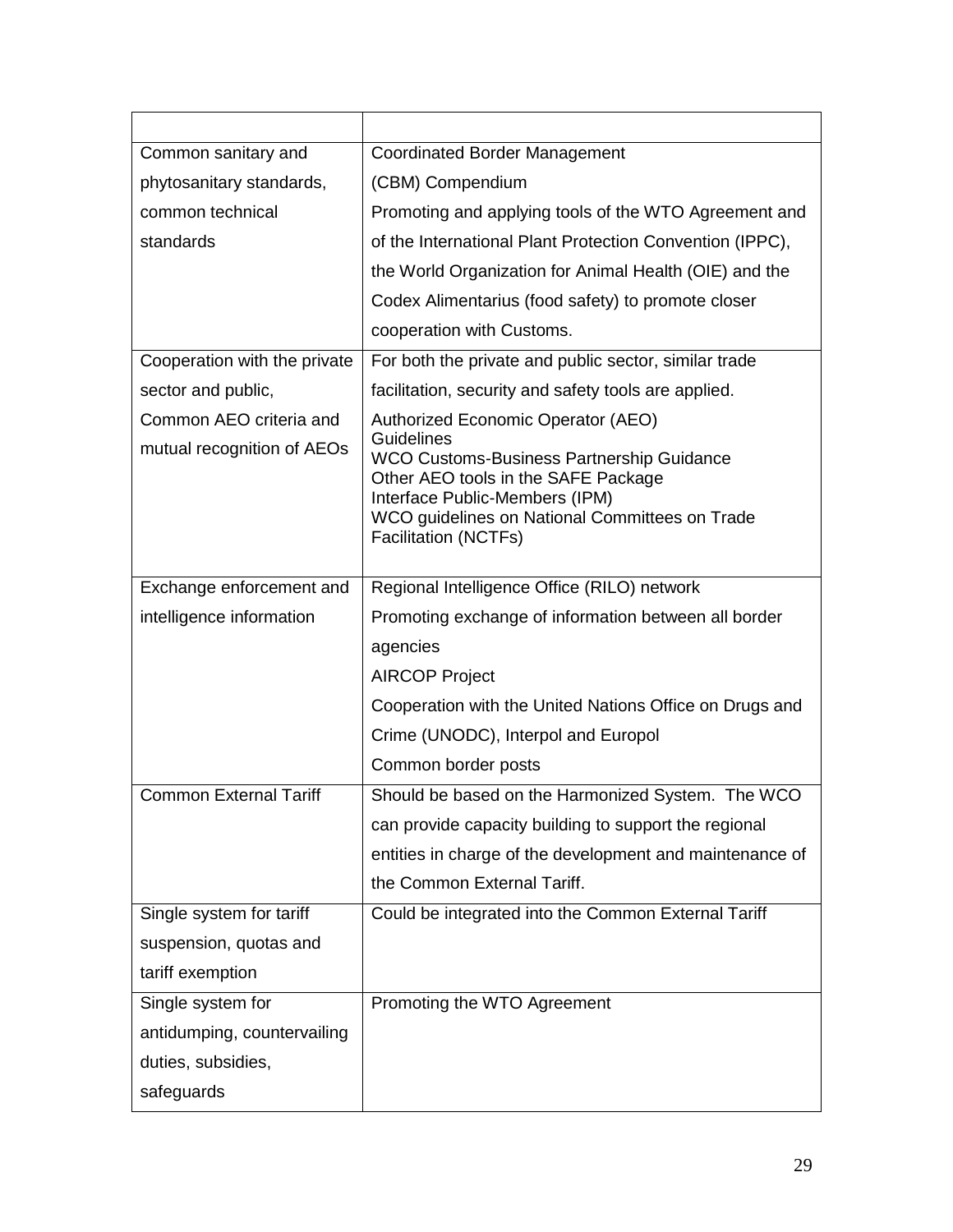| | |
|---|---|
| Common sanitary and phytosanitary standards, common technical standards | Coordinated Border Management (CBM) Compendium<br>Promoting and applying tools of the WTO Agreement and of the International Plant Protection Convention (IPPC), the World Organization for Animal Health (OIE) and the Codex Alimentarius (food safety) to promote closer cooperation with Customs. |
| Cooperation with the private sector and public,<br>Common AEO criteria and mutual recognition of AEOs | For both the private and public sector, similar trade facilitation, security and safety tools are applied.<br>Authorized Economic Operator (AEO) Guidelines<br>WCO Customs-Business Partnership Guidance<br>Other AEO tools in the SAFE Package<br>Interface Public-Members (IPM)<br>WCO guidelines on National Committees on Trade Facilitation (NCTFs) |
| Exchange enforcement and intelligence information | Regional Intelligence Office (RILO) network<br>Promoting exchange of information between all border agencies<br>AIRCOP Project<br>Cooperation with the United Nations Office on Drugs and Crime (UNODC), Interpol and Europol<br>Common border posts |
| Common External Tariff | Should be based on the Harmonized System. The WCO can provide capacity building to support the regional entities in charge of the development and maintenance of the Common External Tariff. |
| Single system for tariff suspension, quotas and tariff exemption | Could be integrated into the Common External Tariff |
| Single system for antidumping, countervailing duties, subsidies, safeguards | Promoting the WTO Agreement |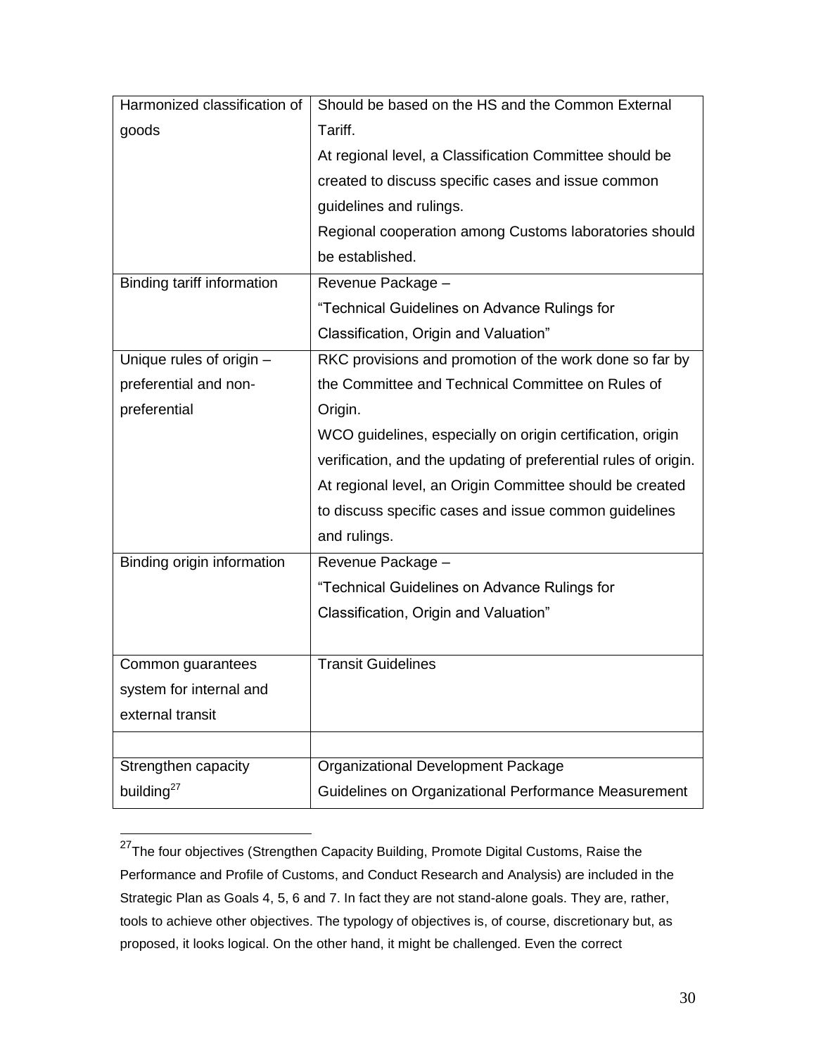| Harmonized classification of goods | Should be based on the HS and the Common External Tariff.<br>At regional level, a Classification Committee should be created to discuss specific cases and issue common guidelines and rulings.<br>Regional cooperation among Customs laboratories should be established. |
|---|---|
| Binding tariff information | Revenue Package –<br>“Technical Guidelines on Advance Rulings for Classification, Origin and Valuation” |
| Unique rules of origin – preferential and non-preferential | RKC provisions and promotion of the work done so far by the Committee and Technical Committee on Rules of Origin.<br>WCO guidelines, especially on origin certification, origin verification, and the updating of preferential rules of origin.<br>At regional level, an Origin Committee should be created to discuss specific cases and issue common guidelines and rulings. |
| Binding origin information | Revenue Package –<br>“Technical Guidelines on Advance Rulings for Classification, Origin and Valuation” |
| Common guarantees system for internal and external transit | Transit Guidelines |
| | |
| Strengthen capacity building[27] | Organizational Development Package<br>Guidelines on Organizational Performance Measurement |

[27] The four objectives (Strengthen Capacity Building, Promote Digital Customs, Raise the Performance and Profile of Customs, and Conduct Research and Analysis) are included in the Strategic Plan as Goals 4, 5, 6 and 7. In fact they are not stand-alone goals. They are, rather, tools to achieve other objectives. The typology of objectives is, of course, discretionary but, as proposed, it looks logical. On the other hand, it might be challenged. Even the correct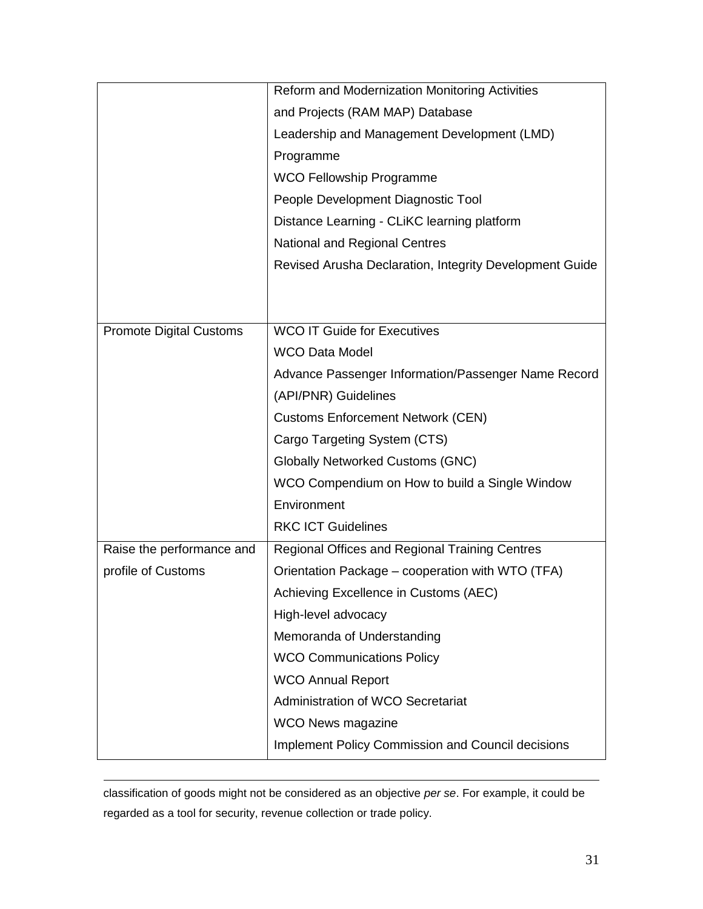| | |
|---|---|
| | Reform and Modernization Monitoring Activities and Projects (RAM MAP) Database<br>Leadership and Management Development (LMD) Programme<br>WCO Fellowship Programme<br>People Development Diagnostic Tool<br>Distance Learning - CLiKC learning platform<br>National and Regional Centres<br>Revised Arusha Declaration, Integrity Development Guide |
| Promote Digital Customs | WCO IT Guide for Executives<br>WCO Data Model<br>Advance Passenger Information/Passenger Name Record (API/PNR) Guidelines<br>Customs Enforcement Network (CEN)<br>Cargo Targeting System (CTS)<br>Globally Networked Customs (GNC)<br>WCO Compendium on How to build a Single Window Environment<br>RKC ICT Guidelines |
| Raise the performance and profile of Customs | Regional Offices and Regional Training Centres<br>Orientation Package – cooperation with WTO (TFA)<br>Achieving Excellence in Customs (AEC)<br>High-level advocacy<br>Memoranda of Understanding<br>WCO Communications Policy<br>WCO Annual Report<br>Administration of WCO Secretariat<br>WCO News magazine<br>Implement Policy Commission and Council decisions |

classification of goods might not be considered as an objective *per se*. For example, it could be regarded as a tool for security, revenue collection or trade policy.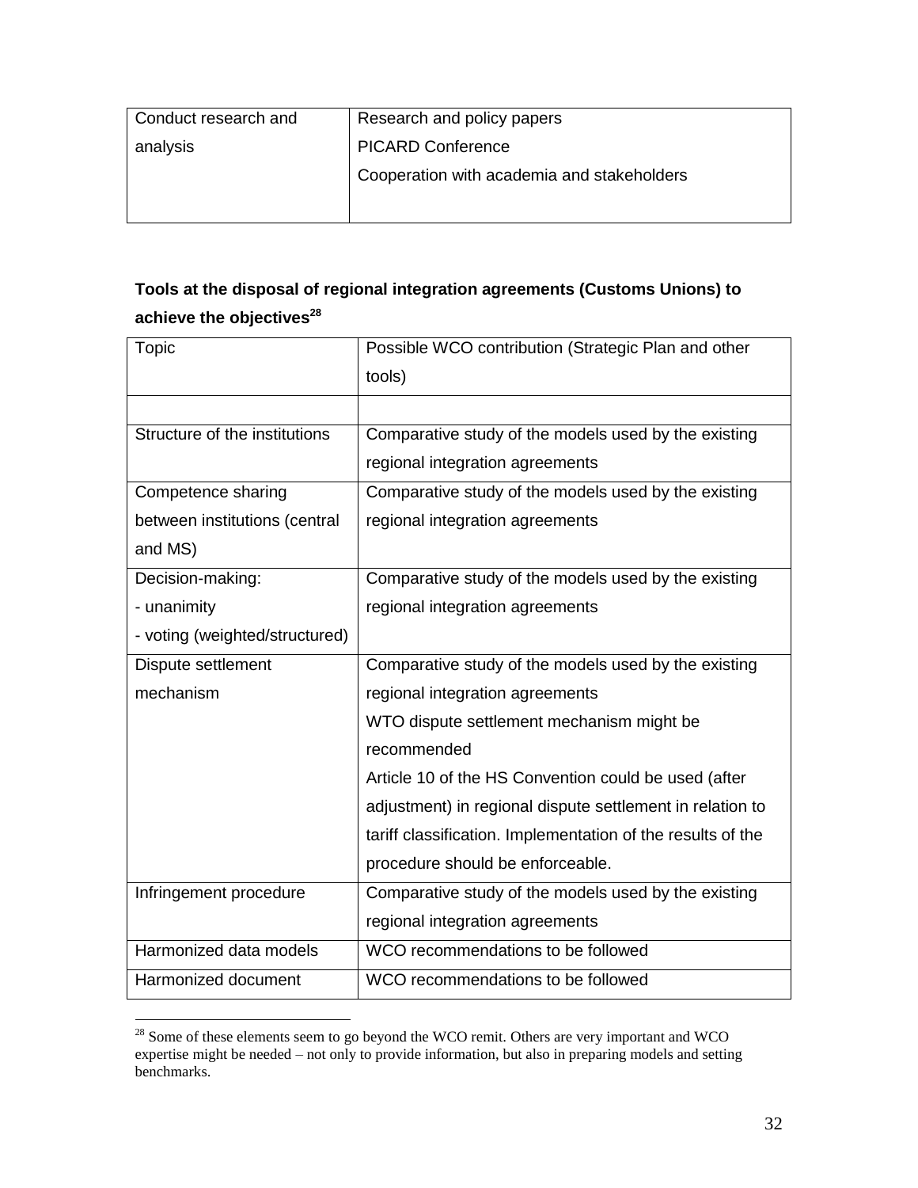| Conduct research and analysis | Research and policy papers<br>PICARD Conference<br>Cooperation with academia and stakeholders |
|---|---|

**Tools at the disposal of regional integration agreements (Customs Unions) to achieve the objectives[28]**

| Topic | Possible WCO contribution (Strategic Plan and other tools) |
|---|---|
| | |
| Structure of the institutions | Comparative study of the models used by the existing regional integration agreements |
| Competence sharing between institutions (central and MS) | Comparative study of the models used by the existing regional integration agreements |
| Decision-making:<br>- unanimity<br>- voting (weighted/structured) | Comparative study of the models used by the existing regional integration agreements |
| Dispute settlement mechanism | Comparative study of the models used by the existing regional integration agreements<br>WTO dispute settlement mechanism might be recommended<br>Article 10 of the HS Convention could be used (after adjustment) in regional dispute settlement in relation to tariff classification. Implementation of the results of the procedure should be enforceable. |
| Infringement procedure | Comparative study of the models used by the existing regional integration agreements |
| Harmonized data models | WCO recommendations to be followed |
| Harmonized document | WCO recommendations to be followed |

[28] Some of these elements seem to go beyond the WCO remit. Others are very important and WCO expertise might be needed – not only to provide information, but also in preparing models and setting benchmarks.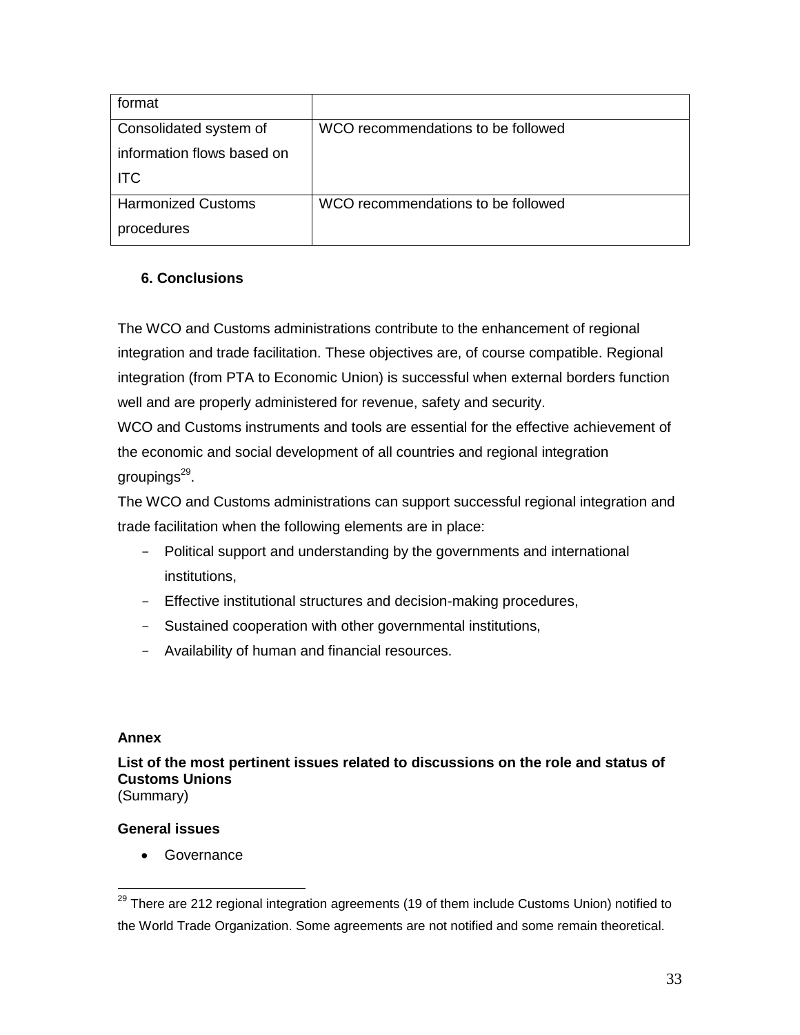| format | |
|---|---|
| Consolidated system of information flows based on ITC | WCO recommendations to be followed |
| Harmonized Customs procedures | WCO recommendations to be followed |

## 6. Conclusions

The WCO and Customs administrations contribute to the enhancement of regional integration and trade facilitation. These objectives are, of course compatible. Regional integration (from PTA to Economic Union) is successful when external borders function well and are properly administered for revenue, safety and security.

WCO and Customs instruments and tools are essential for the effective achievement of the economic and social development of all countries and regional integration groupings[29].

The WCO and Customs administrations can support successful regional integration and trade facilitation when the following elements are in place:

- Political support and understanding by the governments and international institutions,
- Effective institutional structures and decision-making procedures,
- Sustained cooperation with other governmental institutions,
- Availability of human and financial resources.

**Annex**

**List of the most pertinent issues related to discussions on the role and status of Customs Unions**
(Summary)

**General issues**

- Governance

[29] There are 212 regional integration agreements (19 of them include Customs Union) notified to the World Trade Organization. Some agreements are not notified and some remain theoretical.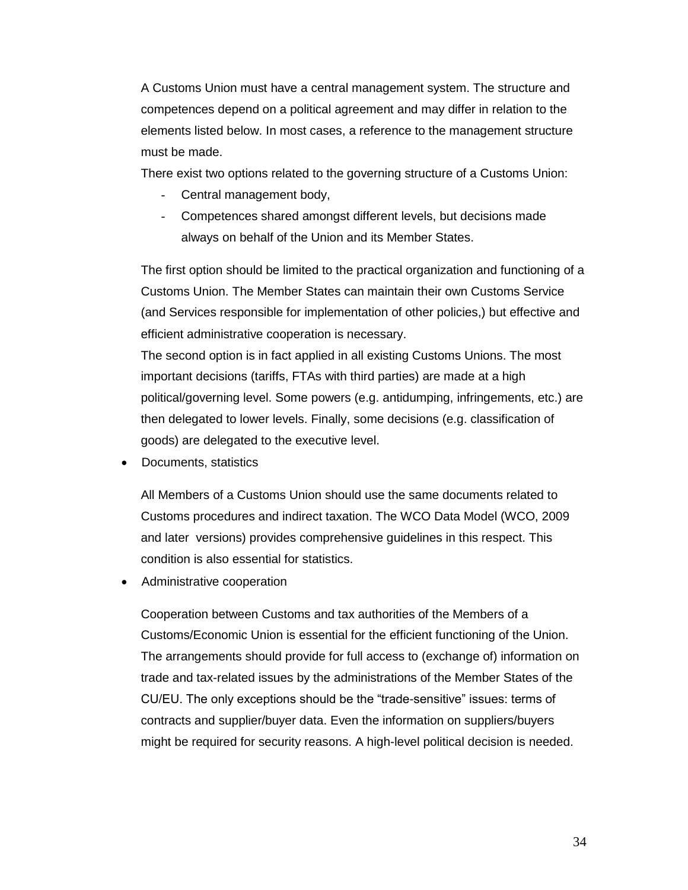A Customs Union must have a central management system. The structure and competences depend on a political agreement and may differ in relation to the elements listed below. In most cases, a reference to the management structure must be made.

There exist two options related to the governing structure of a Customs Union:

- Central management body,
- Competences shared amongst different levels, but decisions made always on behalf of the Union and its Member States.

The first option should be limited to the practical organization and functioning of a Customs Union. The Member States can maintain their own Customs Service (and Services responsible for implementation of other policies,) but effective and efficient administrative cooperation is necessary.

The second option is in fact applied in all existing Customs Unions. The most important decisions (tariffs, FTAs with third parties) are made at a high political/governing level. Some powers (e.g. antidumping, infringements, etc.) are then delegated to lower levels. Finally, some decisions (e.g. classification of goods) are delegated to the executive level.

- Documents, statistics

  All Members of a Customs Union should use the same documents related to Customs procedures and indirect taxation. The WCO Data Model (WCO, 2009 and later versions) provides comprehensive guidelines in this respect. This condition is also essential for statistics.

- Administrative cooperation

  Cooperation between Customs and tax authorities of the Members of a Customs/Economic Union is essential for the efficient functioning of the Union. The arrangements should provide for full access to (exchange of) information on trade and tax-related issues by the administrations of the Member States of the CU/EU. The only exceptions should be the "trade-sensitive" issues: terms of contracts and supplier/buyer data. Even the information on suppliers/buyers might be required for security reasons. A high-level political decision is needed.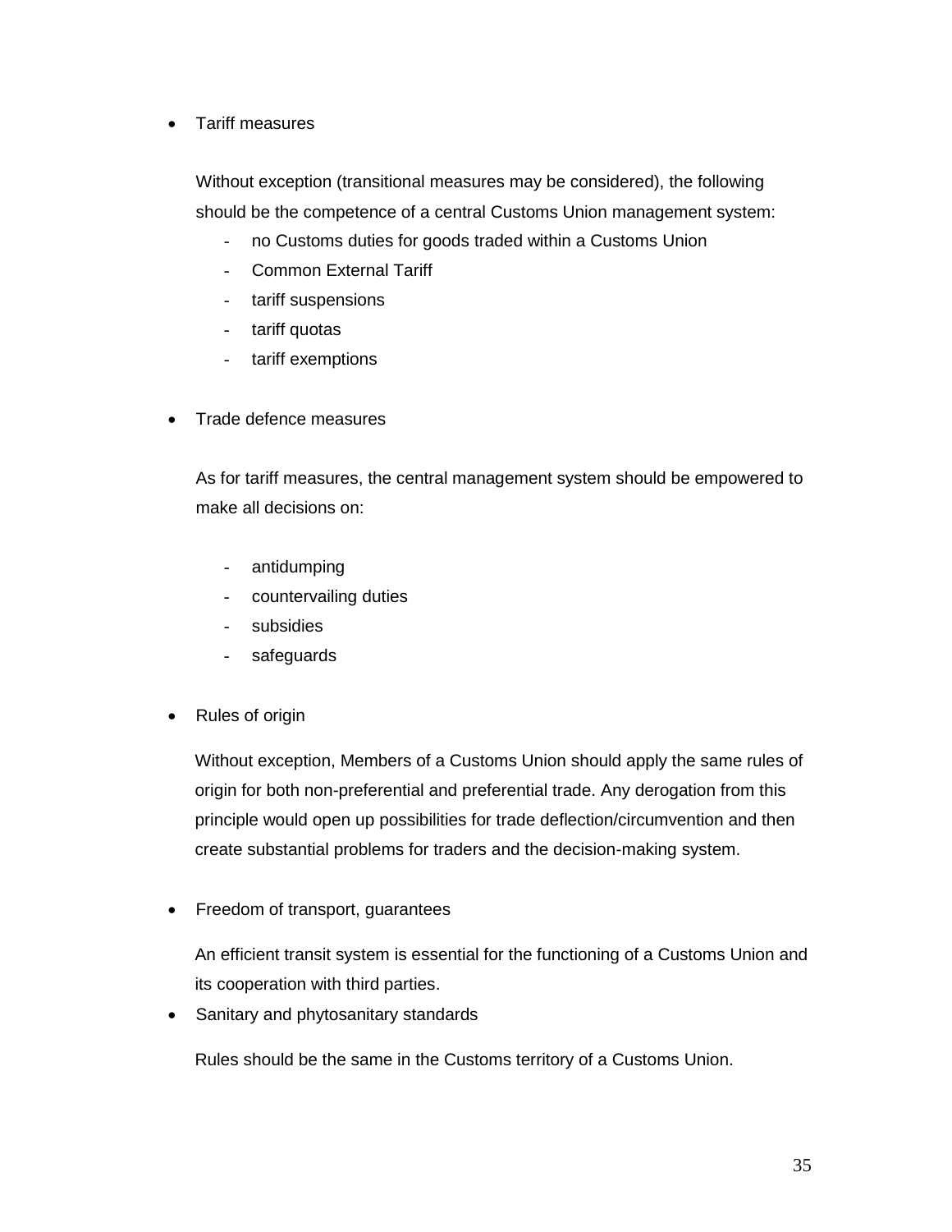- Tariff measures

  Without exception (transitional measures may be considered), the following should be the competence of a central Customs Union management system:

  - no Customs duties for goods traded within a Customs Union
  - Common External Tariff
  - tariff suspensions
  - tariff quotas
  - tariff exemptions

- Trade defence measures

  As for tariff measures, the central management system should be empowered to make all decisions on:

  - antidumping
  - countervailing duties
  - subsidies
  - safeguards

- Rules of origin

  Without exception, Members of a Customs Union should apply the same rules of origin for both non-preferential and preferential trade. Any derogation from this principle would open up possibilities for trade deflection/circumvention and then create substantial problems for traders and the decision-making system.

- Freedom of transport, guarantees

  An efficient transit system is essential for the functioning of a Customs Union and its cooperation with third parties.

- Sanitary and phytosanitary standards

  Rules should be the same in the Customs territory of a Customs Union.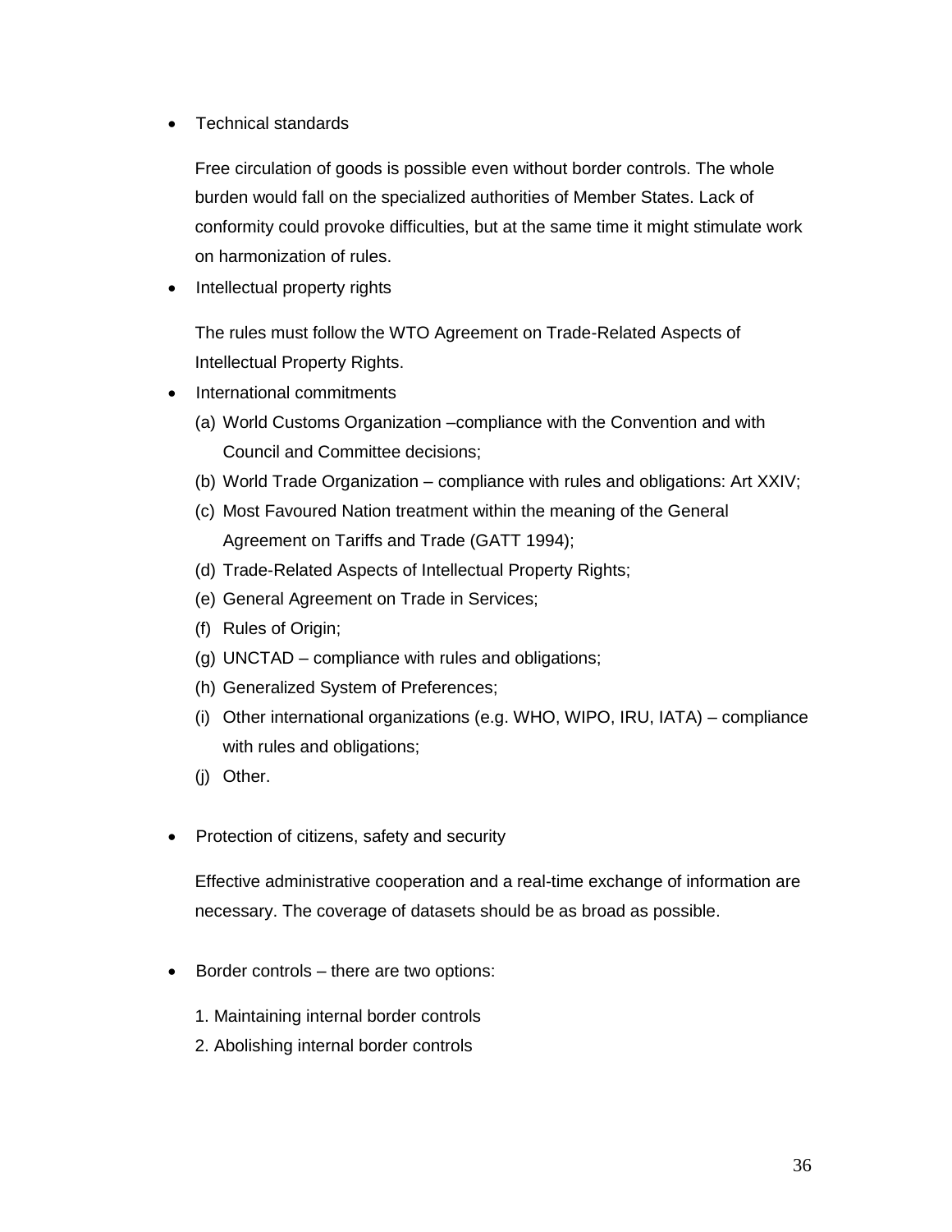- Technical standards

  Free circulation of goods is possible even without border controls. The whole burden would fall on the specialized authorities of Member States. Lack of conformity could provoke difficulties, but at the same time it might stimulate work on harmonization of rules.

- Intellectual property rights

  The rules must follow the WTO Agreement on Trade-Related Aspects of Intellectual Property Rights.

- International commitments
  - (a) World Customs Organization –compliance with the Convention and with Council and Committee decisions;
  - (b) World Trade Organization – compliance with rules and obligations: Art XXIV;
  - (c) Most Favoured Nation treatment within the meaning of the General Agreement on Tariffs and Trade (GATT 1994);
  - (d) Trade-Related Aspects of Intellectual Property Rights;
  - (e) General Agreement on Trade in Services;
  - (f) Rules of Origin;
  - (g) UNCTAD – compliance with rules and obligations;
  - (h) Generalized System of Preferences;
  - (i) Other international organizations (e.g. WHO, WIPO, IRU, IATA) – compliance with rules and obligations;
  - (j) Other.

- Protection of citizens, safety and security

  Effective administrative cooperation and a real-time exchange of information are necessary. The coverage of datasets should be as broad as possible.

- Border controls – there are two options:

  1. Maintaining internal border controls
  2. Abolishing internal border controls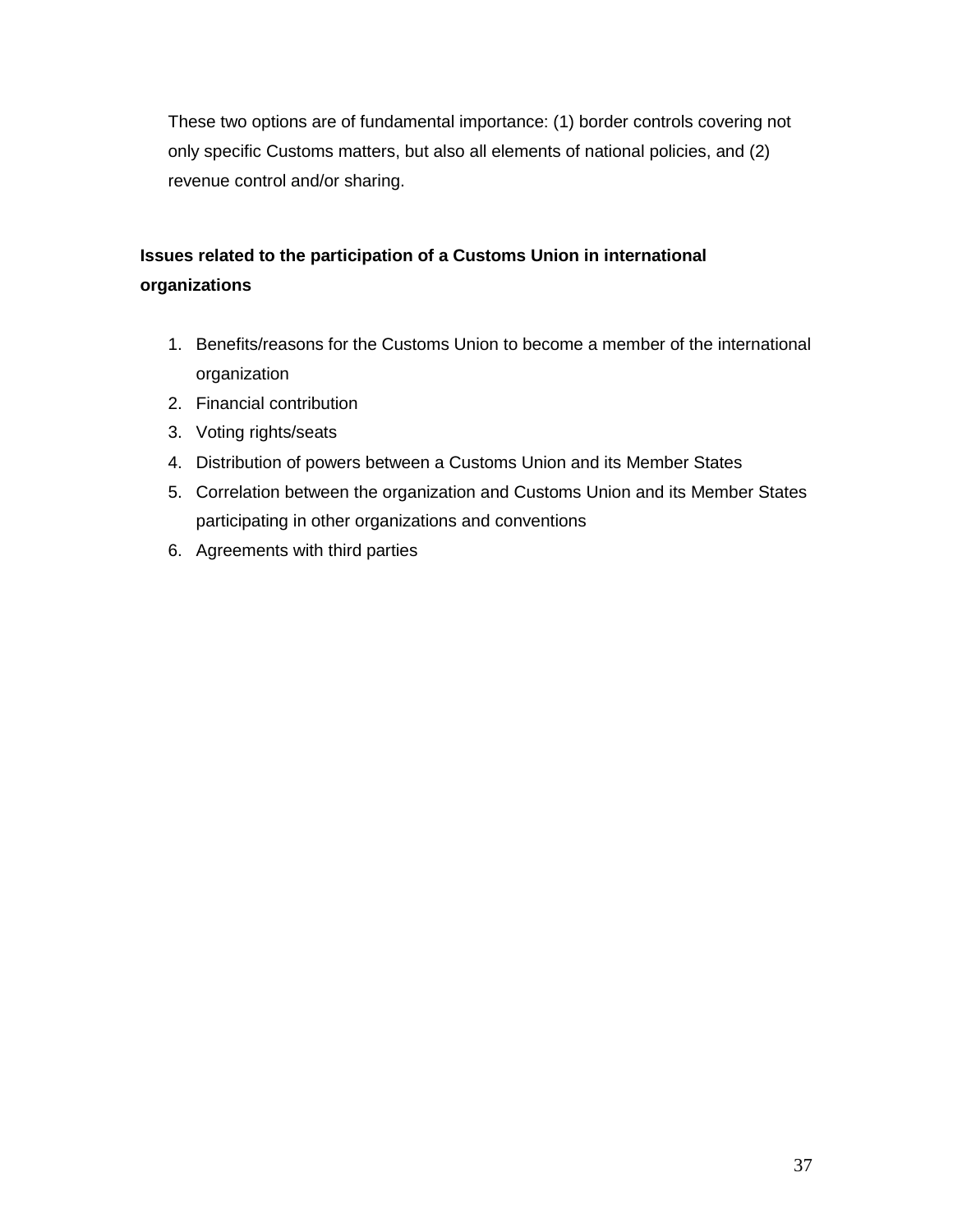These two options are of fundamental importance: (1) border controls covering not only specific Customs matters, but also all elements of national policies, and (2) revenue control and/or sharing.

**Issues related to the participation of a Customs Union in international organizations**

1. Benefits/reasons for the Customs Union to become a member of the international organization
2. Financial contribution
3. Voting rights/seats
4. Distribution of powers between a Customs Union and its Member States
5. Correlation between the organization and Customs Union and its Member States participating in other organizations and conventions
6. Agreements with third parties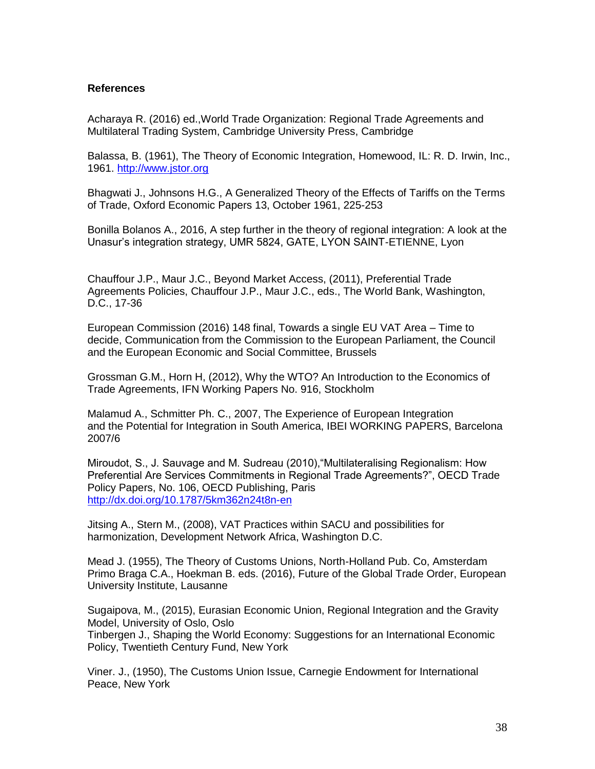**References**

Acharaya R. (2016) ed.,World Trade Organization: Regional Trade Agreements and Multilateral Trading System, Cambridge University Press, Cambridge

Balassa, B. (1961), The Theory of Economic Integration, Homewood, IL: R. D. Irwin, Inc., 1961. http://www.jstor.org

Bhagwati J., Johnsons H.G., A Generalized Theory of the Effects of Tariffs on the Terms of Trade, Oxford Economic Papers 13, October 1961, 225-253

Bonilla Bolanos A., 2016, A step further in the theory of regional integration: A look at the Unasur's integration strategy, UMR 5824, GATE, LYON SAINT-ETIENNE, Lyon

Chauffour J.P., Maur J.C., Beyond Market Access, (2011), Preferential Trade Agreements Policies, Chauffour J.P., Maur J.C., eds., The World Bank, Washington, D.C., 17-36

European Commission (2016) 148 final, Towards a single EU VAT Area – Time to decide, Communication from the Commission to the European Parliament, the Council and the European Economic and Social Committee, Brussels

Grossman G.M., Horn H, (2012), Why the WTO? An Introduction to the Economics of Trade Agreements, IFN Working Papers No. 916, Stockholm

Malamud A., Schmitter Ph. C., 2007, The Experience of European Integration and the Potential for Integration in South America, IBEI WORKING PAPERS, Barcelona 2007/6

Miroudot, S., J. Sauvage and M. Sudreau (2010),"Multilateralising Regionalism: How Preferential Are Services Commitments in Regional Trade Agreements?", OECD Trade Policy Papers, No. 106, OECD Publishing, Paris http://dx.doi.org/10.1787/5km362n24t8n-en

Jitsing A., Stern M., (2008), VAT Practices within SACU and possibilities for harmonization, Development Network Africa, Washington D.C.

Mead J. (1955), The Theory of Customs Unions, North-Holland Pub. Co, Amsterdam

Primo Braga C.A., Hoekman B. eds. (2016), Future of the Global Trade Order, European University Institute, Lausanne

Sugaipova, M., (2015), Eurasian Economic Union, Regional Integration and the Gravity Model, University of Oslo, Oslo

Tinbergen J., Shaping the World Economy: Suggestions for an International Economic Policy, Twentieth Century Fund, New York

Viner. J., (1950), The Customs Union Issue, Carnegie Endowment for International Peace, New York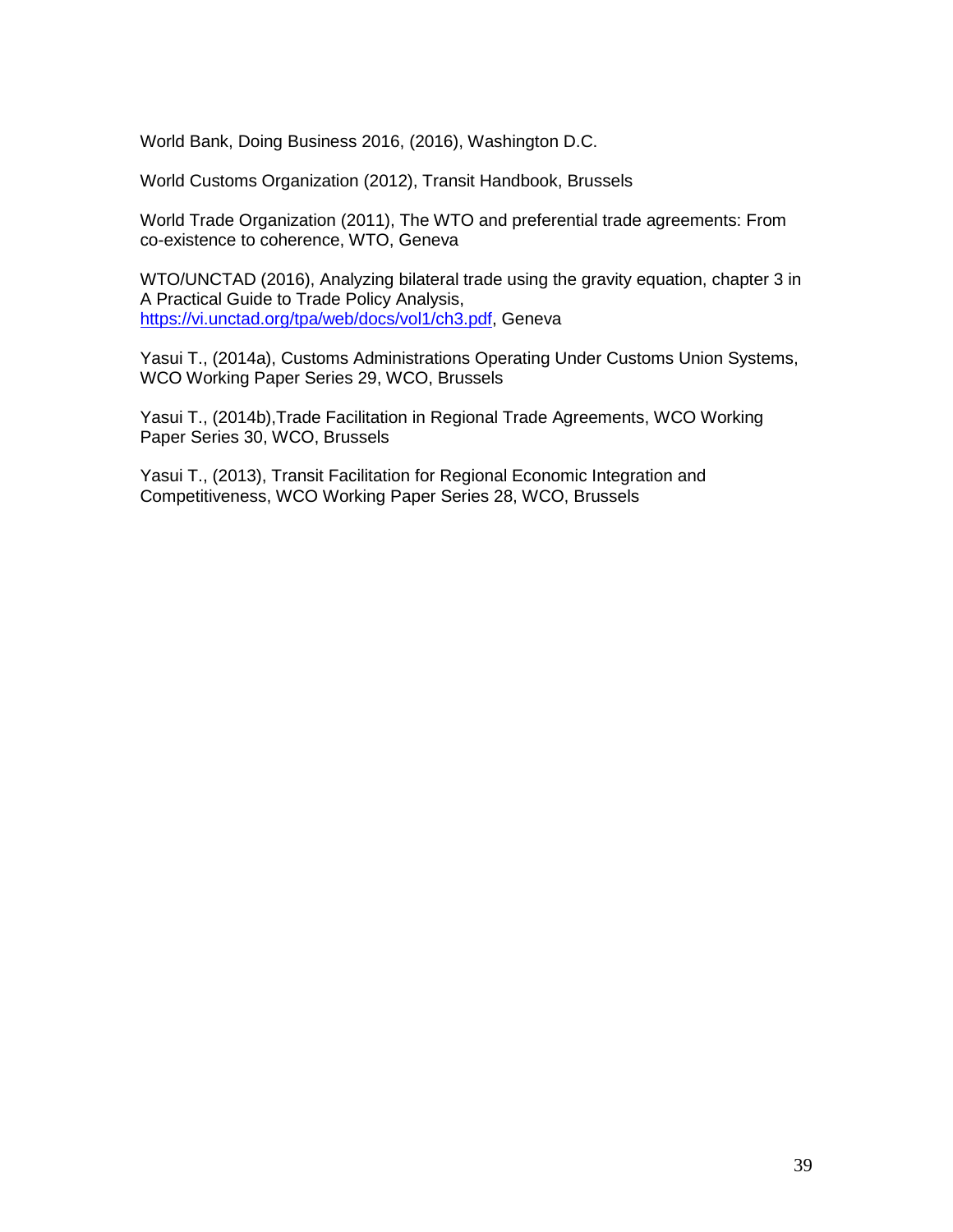World Bank, Doing Business 2016, (2016), Washington D.C.

World Customs Organization (2012), Transit Handbook, Brussels

World Trade Organization (2011), The WTO and preferential trade agreements: From co-existence to coherence, WTO, Geneva

WTO/UNCTAD (2016), Analyzing bilateral trade using the gravity equation, chapter 3 in A Practical Guide to Trade Policy Analysis, https://vi.unctad.org/tpa/web/docs/vol1/ch3.pdf, Geneva

Yasui T., (2014a), Customs Administrations Operating Under Customs Union Systems, WCO Working Paper Series 29, WCO, Brussels

Yasui T., (2014b),Trade Facilitation in Regional Trade Agreements, WCO Working Paper Series 30, WCO, Brussels

Yasui T., (2013), Transit Facilitation for Regional Economic Integration and Competitiveness, WCO Working Paper Series 28, WCO, Brussels